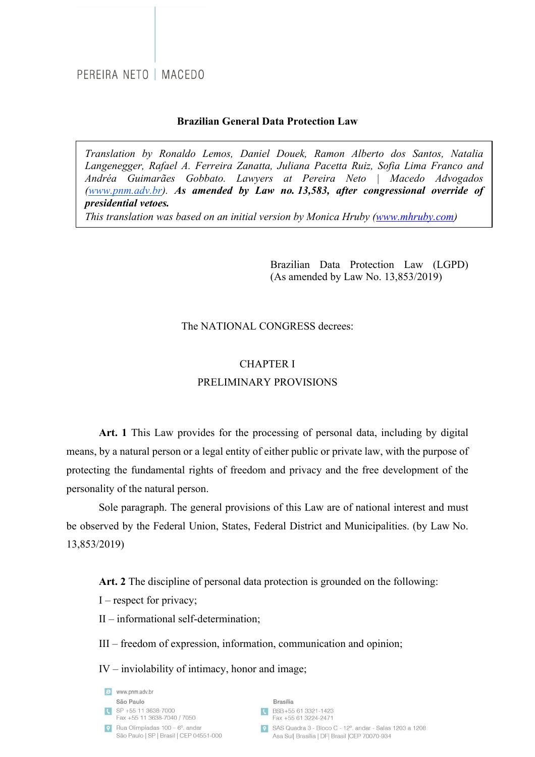PEREIRA NETO | MACEDO

# Brazilian General Data Protection Law

> *Translation by Ronaldo Lemos, Daniel Douek, Ramon Alberto dos Santos, Natalia Langenegger, Rafael A. Ferreira Zanatta, Juliana Pacetta Ruiz, Sofia Lima Franco and Andréa Guimarães Gobbato. Lawyers at Pereira Neto | Macedo Advogados ([www.pnm.adv.br](http://www.pnm.adv.br)).* ***As amended by Law no. 13,583, after congressional override of presidential vetoes.***
> *This translation was based on an initial version by Monica Hruby ([www.mhruby.com](http://www.mhruby.com))*

Brazilian Data Protection Law (LGPD)
(As amended by Law No. 13,853/2019)

The NATIONAL CONGRESS decrees:

## CHAPTER I
## PRELIMINARY PROVISIONS

**Art. 1** This Law provides for the processing of personal data, including by digital means, by a natural person or a legal entity of either public or private law, with the purpose of protecting the fundamental rights of freedom and privacy and the free development of the personality of the natural person.

Sole paragraph. The general provisions of this Law are of national interest and must be observed by the Federal Union, States, Federal District and Municipalities. (by Law No. 13,853/2019)

**Art. 2** The discipline of personal data protection is grounded on the following:

I – respect for privacy;

II – informational self-determination;

III – freedom of expression, information, communication and opinion;

IV – inviolability of intimacy, honor and image;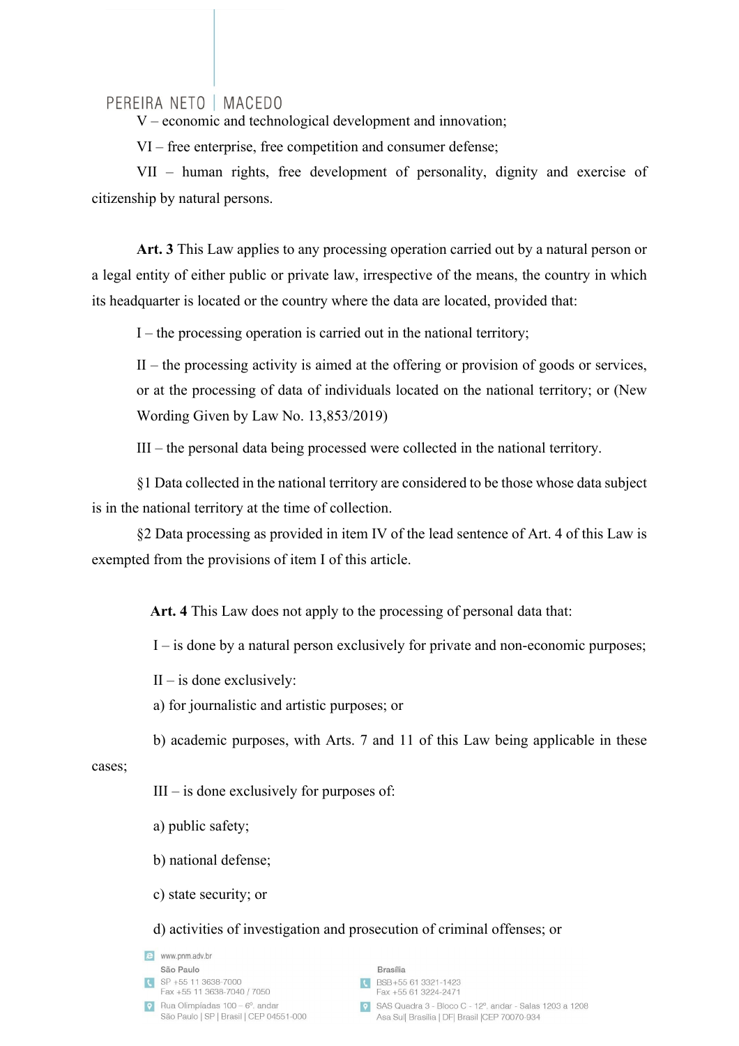V – economic and technological development and innovation;

VI – free enterprise, free competition and consumer defense;

VII – human rights, free development of personality, dignity and exercise of citizenship by natural persons.

**Art. 3** This Law applies to any processing operation carried out by a natural person or a legal entity of either public or private law, irrespective of the means, the country in which its headquarter is located or the country where the data are located, provided that:

I – the processing operation is carried out in the national territory;

II – the processing activity is aimed at the offering or provision of goods or services, or at the processing of data of individuals located on the national territory; or (New Wording Given by Law No. 13,853/2019)

III – the personal data being processed were collected in the national territory.

§1 Data collected in the national territory are considered to be those whose data subject is in the national territory at the time of collection.

§2 Data processing as provided in item IV of the lead sentence of Art. 4 of this Law is exempted from the provisions of item I of this article.

**Art. 4** This Law does not apply to the processing of personal data that:

I – is done by a natural person exclusively for private and non-economic purposes;

II – is done exclusively:

a) for journalistic and artistic purposes; or

b) academic purposes, with Arts. 7 and 11 of this Law being applicable in these cases;

III – is done exclusively for purposes of:

a) public safety;

b) national defense;

c) state security; or

d) activities of investigation and prosecution of criminal offenses; or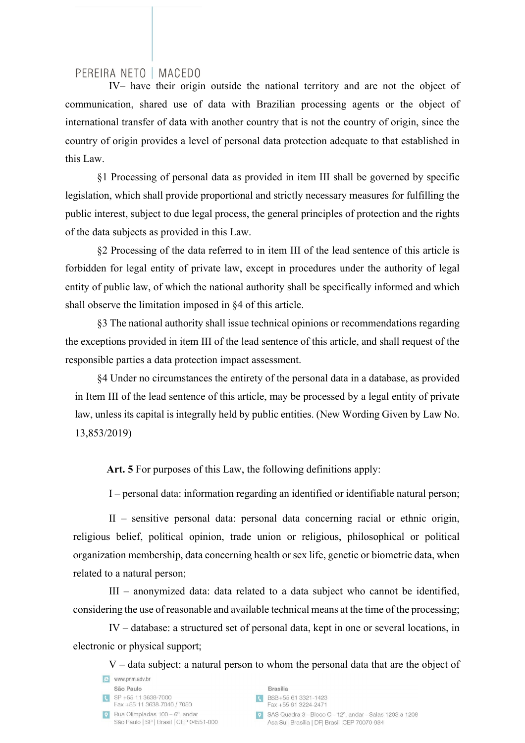IV– have their origin outside the national territory and are not the object of communication, shared use of data with Brazilian processing agents or the object of international transfer of data with another country that is not the country of origin, since the country of origin provides a level of personal data protection adequate to that established in this Law.

§1 Processing of personal data as provided in item III shall be governed by specific legislation, which shall provide proportional and strictly necessary measures for fulfilling the public interest, subject to due legal process, the general principles of protection and the rights of the data subjects as provided in this Law.

§2 Processing of the data referred to in item III of the lead sentence of this article is forbidden for legal entity of private law, except in procedures under the authority of legal entity of public law, of which the national authority shall be specifically informed and which shall observe the limitation imposed in §4 of this article.

§3 The national authority shall issue technical opinions or recommendations regarding the exceptions provided in item III of the lead sentence of this article, and shall request of the responsible parties a data protection impact assessment.

§4 Under no circumstances the entirety of the personal data in a database, as provided in Item III of the lead sentence of this article, may be processed by a legal entity of private law, unless its capital is integrally held by public entities. (New Wording Given by Law No. 13,853/2019)

**Art. 5** For purposes of this Law, the following definitions apply:

I – personal data: information regarding an identified or identifiable natural person;

II – sensitive personal data: personal data concerning racial or ethnic origin, religious belief, political opinion, trade union or religious, philosophical or political organization membership, data concerning health or sex life, genetic or biometric data, when related to a natural person;

III – anonymized data: data related to a data subject who cannot be identified, considering the use of reasonable and available technical means at the time of the processing;

IV – database: a structured set of personal data, kept in one or several locations, in electronic or physical support;

V – data subject: a natural person to whom the personal data that are the object of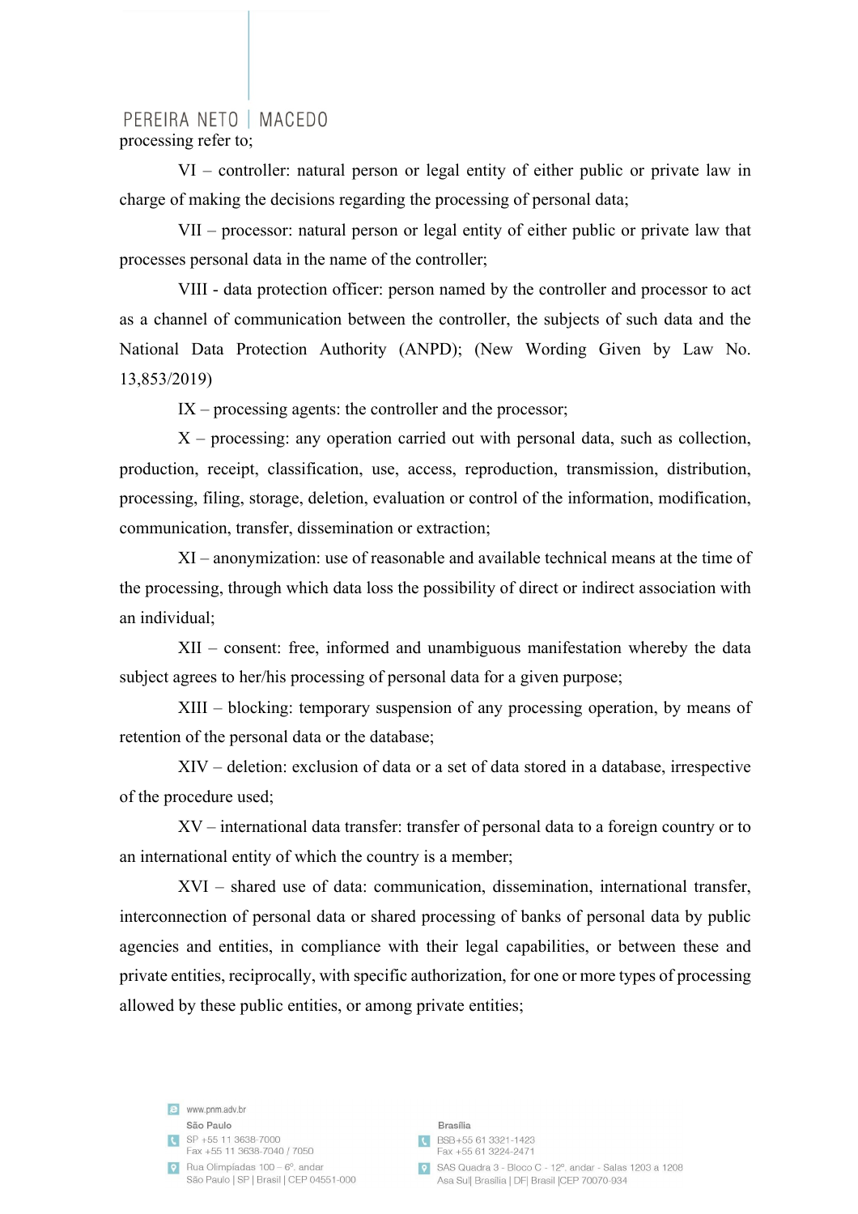processing refer to;

VI – controller: natural person or legal entity of either public or private law in charge of making the decisions regarding the processing of personal data;

VII – processor: natural person or legal entity of either public or private law that processes personal data in the name of the controller;

VIII - data protection officer: person named by the controller and processor to act as a channel of communication between the controller, the subjects of such data and the National Data Protection Authority (ANPD); (New Wording Given by Law No. 13,853/2019)

IX – processing agents: the controller and the processor;

X – processing: any operation carried out with personal data, such as collection, production, receipt, classification, use, access, reproduction, transmission, distribution, processing, filing, storage, deletion, evaluation or control of the information, modification, communication, transfer, dissemination or extraction;

XI – anonymization: use of reasonable and available technical means at the time of the processing, through which data loss the possibility of direct or indirect association with an individual;

XII – consent: free, informed and unambiguous manifestation whereby the data subject agrees to her/his processing of personal data for a given purpose;

XIII – blocking: temporary suspension of any processing operation, by means of retention of the personal data or the database;

XIV – deletion: exclusion of data or a set of data stored in a database, irrespective of the procedure used;

XV – international data transfer: transfer of personal data to a foreign country or to an international entity of which the country is a member;

XVI – shared use of data: communication, dissemination, international transfer, interconnection of personal data or shared processing of banks of personal data by public agencies and entities, in compliance with their legal capabilities, or between these and private entities, reciprocally, with specific authorization, for one or more types of processing allowed by these public entities, or among private entities;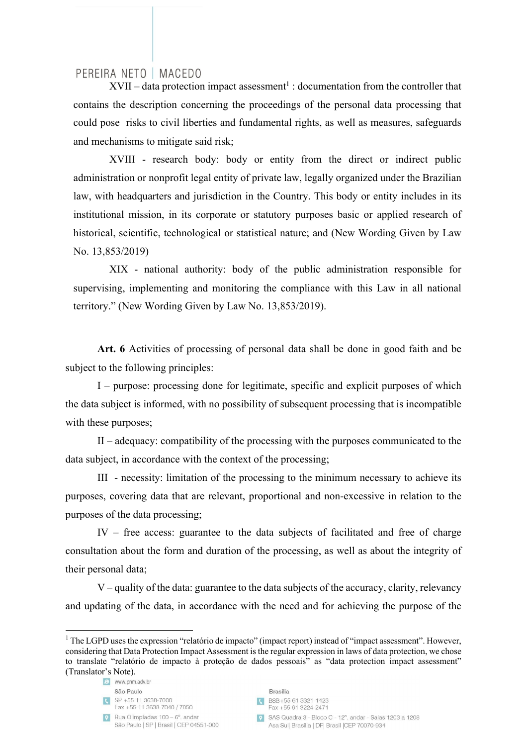XVII – data protection impact assessment[1] : documentation from the controller that contains the description concerning the proceedings of the personal data processing that could pose risks to civil liberties and fundamental rights, as well as measures, safeguards and mechanisms to mitigate said risk;

XVIII - research body: body or entity from the direct or indirect public administration or nonprofit legal entity of private law, legally organized under the Brazilian law, with headquarters and jurisdiction in the Country. This body or entity includes in its institutional mission, in its corporate or statutory purposes basic or applied research of historical, scientific, technological or statistical nature; and (New Wording Given by Law No. 13,853/2019)

XIX - national authority: body of the public administration responsible for supervising, implementing and monitoring the compliance with this Law in all national territory." (New Wording Given by Law No. 13,853/2019).

**Art. 6** Activities of processing of personal data shall be done in good faith and be subject to the following principles:

I – purpose: processing done for legitimate, specific and explicit purposes of which the data subject is informed, with no possibility of subsequent processing that is incompatible with these purposes;

II – adequacy: compatibility of the processing with the purposes communicated to the data subject, in accordance with the context of the processing;

III - necessity: limitation of the processing to the minimum necessary to achieve its purposes, covering data that are relevant, proportional and non-excessive in relation to the purposes of the data processing;

IV – free access: guarantee to the data subjects of facilitated and free of charge consultation about the form and duration of the processing, as well as about the integrity of their personal data;

V – quality of the data: guarantee to the data subjects of the accuracy, clarity, relevancy and updating of the data, in accordance with the need and for achieving the purpose of the

---

[1] The LGPD uses the expression "relatório de impacto" (impact report) instead of "impact assessment". However, considering that Data Protection Impact Assessment is the regular expression in laws of data protection, we chose to translate "relatório de impacto à proteção de dados pessoais" as "data protection impact assessment" (Translator's Note).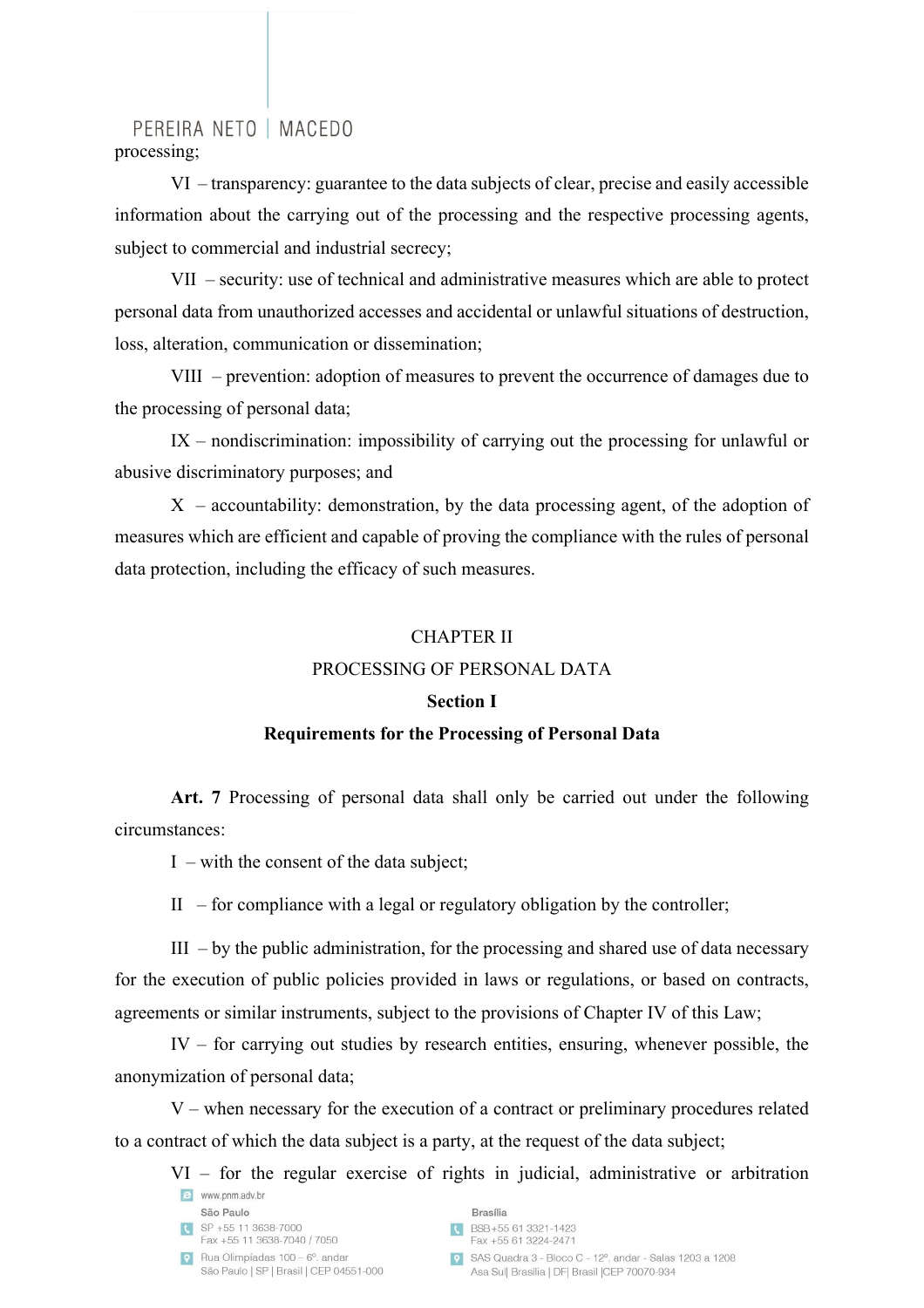processing;

VI – transparency: guarantee to the data subjects of clear, precise and easily accessible information about the carrying out of the processing and the respective processing agents, subject to commercial and industrial secrecy;

VII – security: use of technical and administrative measures which are able to protect personal data from unauthorized accesses and accidental or unlawful situations of destruction, loss, alteration, communication or dissemination;

VIII – prevention: adoption of measures to prevent the occurrence of damages due to the processing of personal data;

IX – nondiscrimination: impossibility of carrying out the processing for unlawful or abusive discriminatory purposes; and

X – accountability: demonstration, by the data processing agent, of the adoption of measures which are efficient and capable of proving the compliance with the rules of personal data protection, including the efficacy of such measures.

## CHAPTER II
## PROCESSING OF PERSONAL DATA
### Section I
### Requirements for the Processing of Personal Data

**Art. 7** Processing of personal data shall only be carried out under the following circumstances:

I – with the consent of the data subject;

II – for compliance with a legal or regulatory obligation by the controller;

III – by the public administration, for the processing and shared use of data necessary for the execution of public policies provided in laws or regulations, or based on contracts, agreements or similar instruments, subject to the provisions of Chapter IV of this Law;

IV – for carrying out studies by research entities, ensuring, whenever possible, the anonymization of personal data;

V – when necessary for the execution of a contract or preliminary procedures related to a contract of which the data subject is a party, at the request of the data subject;

VI – for the regular exercise of rights in judicial, administrative or arbitration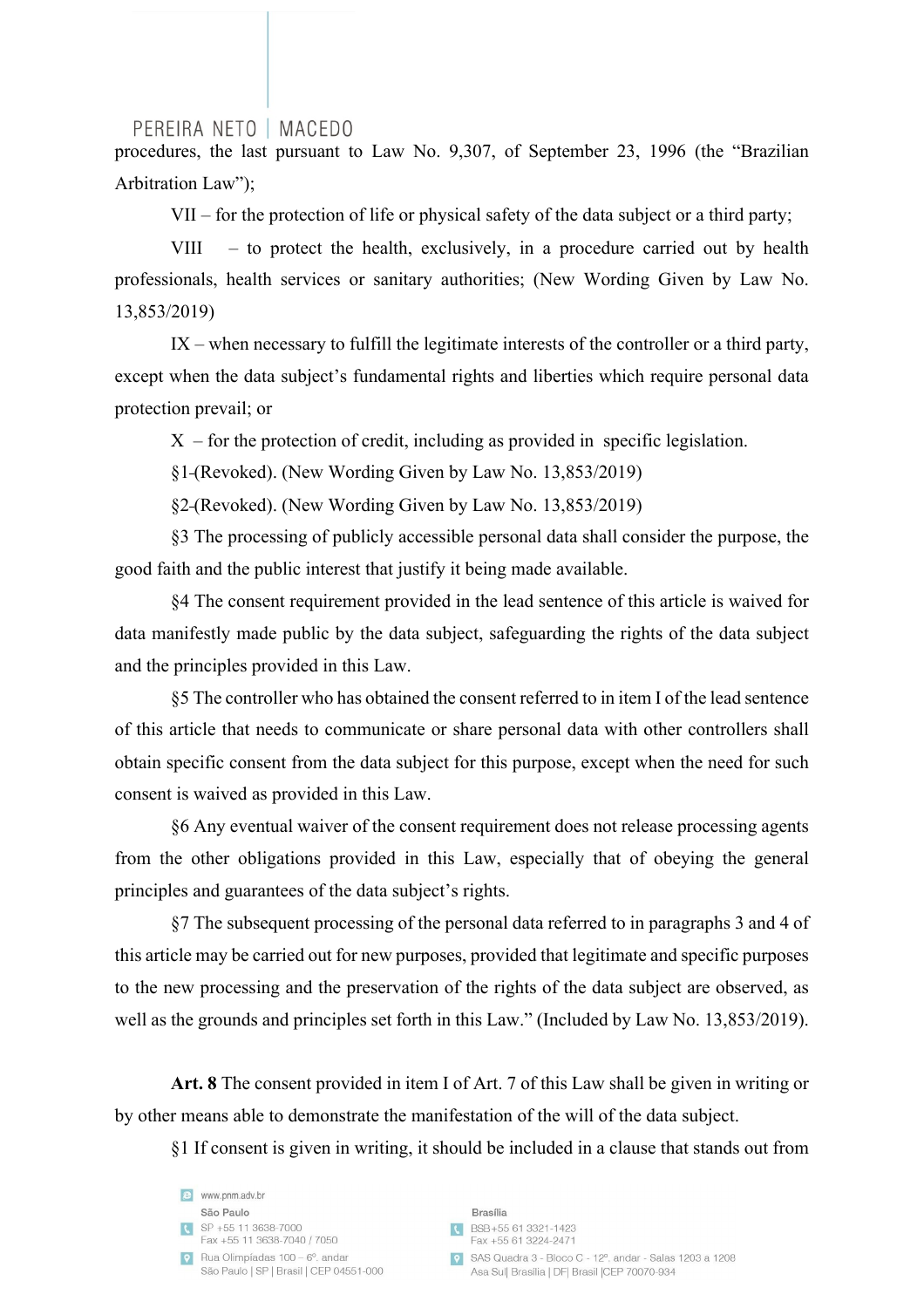procedures, the last pursuant to Law No. 9,307, of September 23, 1996 (the "Brazilian Arbitration Law");

VII – for the protection of life or physical safety of the data subject or a third party;

VIII – to protect the health, exclusively, in a procedure carried out by health professionals, health services or sanitary authorities; (New Wording Given by Law No. 13,853/2019)

IX – when necessary to fulfill the legitimate interests of the controller or a third party, except when the data subject's fundamental rights and liberties which require personal data protection prevail; or

X – for the protection of credit, including as provided in specific legislation.

§1-(Revoked). (New Wording Given by Law No. 13,853/2019)

§2-(Revoked). (New Wording Given by Law No. 13,853/2019)

§3 The processing of publicly accessible personal data shall consider the purpose, the good faith and the public interest that justify it being made available.

§4 The consent requirement provided in the lead sentence of this article is waived for data manifestly made public by the data subject, safeguarding the rights of the data subject and the principles provided in this Law.

§5 The controller who has obtained the consent referred to in item I of the lead sentence of this article that needs to communicate or share personal data with other controllers shall obtain specific consent from the data subject for this purpose, except when the need for such consent is waived as provided in this Law.

§6 Any eventual waiver of the consent requirement does not release processing agents from the other obligations provided in this Law, especially that of obeying the general principles and guarantees of the data subject's rights.

§7 The subsequent processing of the personal data referred to in paragraphs 3 and 4 of this article may be carried out for new purposes, provided that legitimate and specific purposes to the new processing and the preservation of the rights of the data subject are observed, as well as the grounds and principles set forth in this Law." (Included by Law No. 13,853/2019).

**Art. 8** The consent provided in item I of Art. 7 of this Law shall be given in writing or by other means able to demonstrate the manifestation of the will of the data subject.

§1 If consent is given in writing, it should be included in a clause that stands out from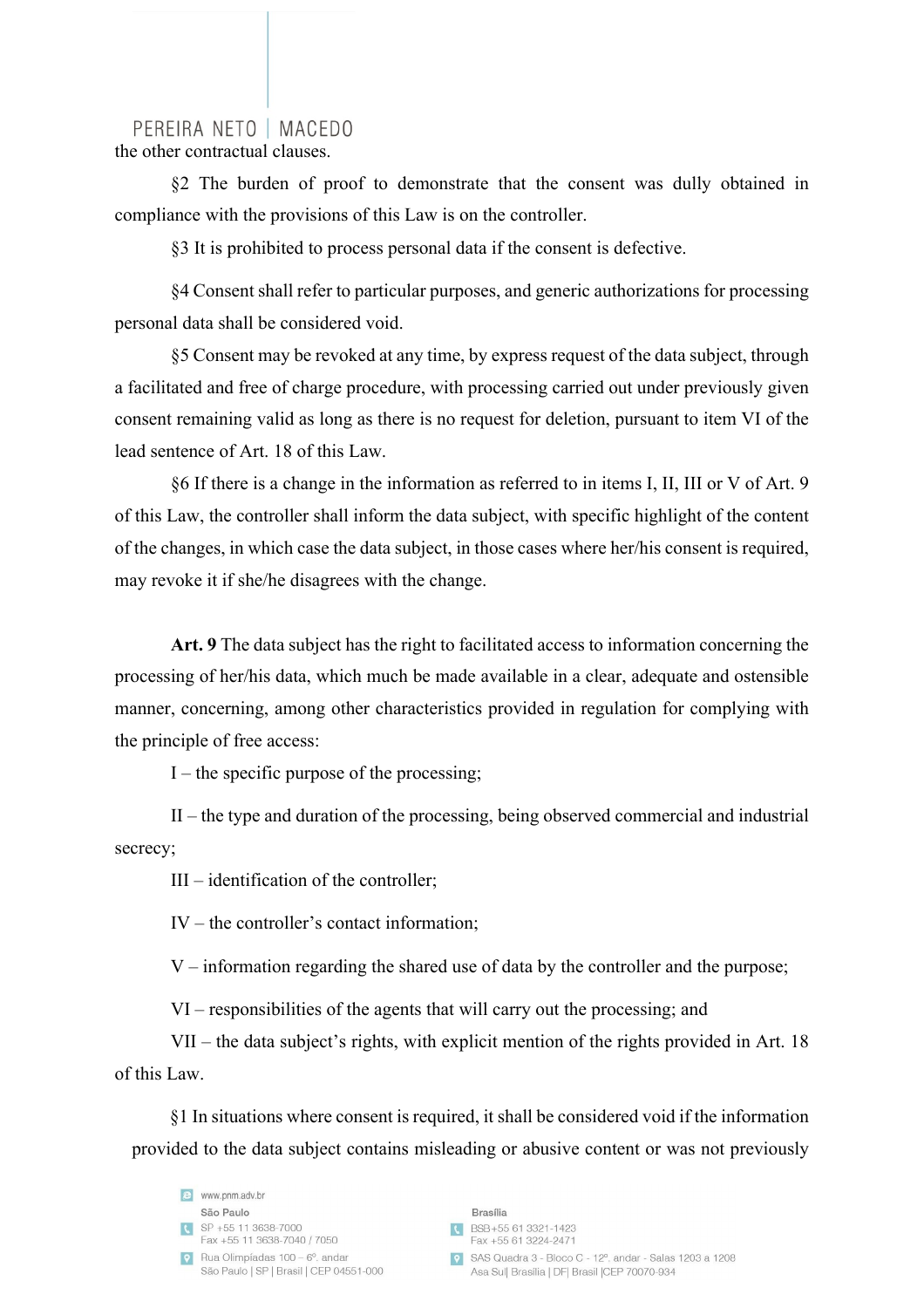the other contractual clauses.

§2 The burden of proof to demonstrate that the consent was dully obtained in compliance with the provisions of this Law is on the controller.

§3 It is prohibited to process personal data if the consent is defective.

§4 Consent shall refer to particular purposes, and generic authorizations for processing personal data shall be considered void.

§5 Consent may be revoked at any time, by express request of the data subject, through a facilitated and free of charge procedure, with processing carried out under previously given consent remaining valid as long as there is no request for deletion, pursuant to item VI of the lead sentence of Art. 18 of this Law.

§6 If there is a change in the information as referred to in items I, II, III or V of Art. 9 of this Law, the controller shall inform the data subject, with specific highlight of the content of the changes, in which case the data subject, in those cases where her/his consent is required, may revoke it if she/he disagrees with the change.

**Art. 9** The data subject has the right to facilitated access to information concerning the processing of her/his data, which much be made available in a clear, adequate and ostensible manner, concerning, among other characteristics provided in regulation for complying with the principle of free access:

I – the specific purpose of the processing;

II – the type and duration of the processing, being observed commercial and industrial secrecy;

III – identification of the controller;

IV – the controller's contact information;

V – information regarding the shared use of data by the controller and the purpose;

VI – responsibilities of the agents that will carry out the processing; and

VII – the data subject's rights, with explicit mention of the rights provided in Art. 18 of this Law.

§1 In situations where consent is required, it shall be considered void if the information provided to the data subject contains misleading or abusive content or was not previously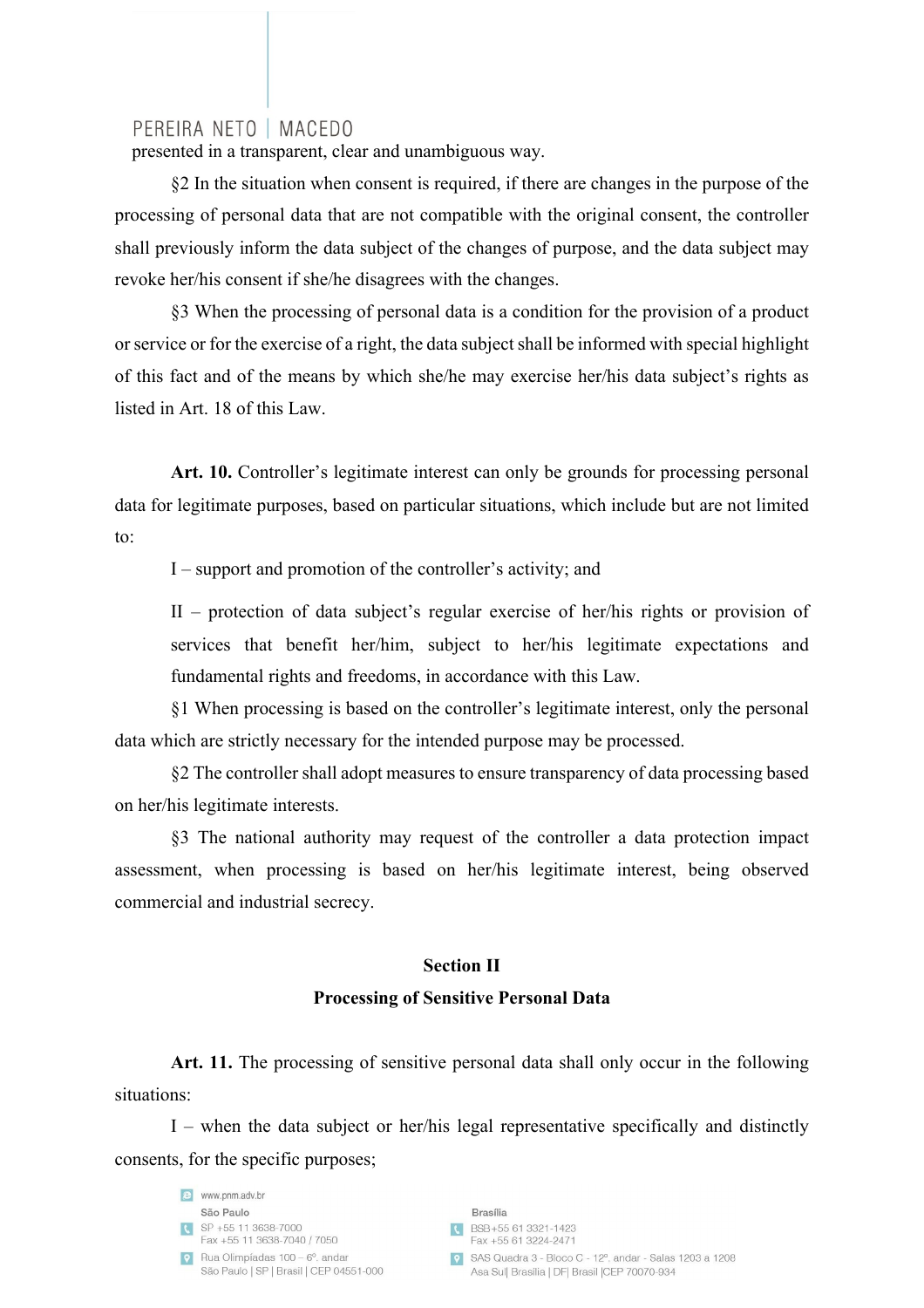presented in a transparent, clear and unambiguous way.

§2 In the situation when consent is required, if there are changes in the purpose of the processing of personal data that are not compatible with the original consent, the controller shall previously inform the data subject of the changes of purpose, and the data subject may revoke her/his consent if she/he disagrees with the changes.

§3 When the processing of personal data is a condition for the provision of a product or service or for the exercise of a right, the data subject shall be informed with special highlight of this fact and of the means by which she/he may exercise her/his data subject's rights as listed in Art. 18 of this Law.

**Art. 10.** Controller's legitimate interest can only be grounds for processing personal data for legitimate purposes, based on particular situations, which include but are not limited to:

I – support and promotion of the controller's activity; and

II – protection of data subject's regular exercise of her/his rights or provision of services that benefit her/him, subject to her/his legitimate expectations and fundamental rights and freedoms, in accordance with this Law.

§1 When processing is based on the controller's legitimate interest, only the personal data which are strictly necessary for the intended purpose may be processed.

§2 The controller shall adopt measures to ensure transparency of data processing based on her/his legitimate interests.

§3 The national authority may request of the controller a data protection impact assessment, when processing is based on her/his legitimate interest, being observed commercial and industrial secrecy.

## Section II

## Processing of Sensitive Personal Data

**Art. 11.** The processing of sensitive personal data shall only occur in the following situations:

I – when the data subject or her/his legal representative specifically and distinctly consents, for the specific purposes;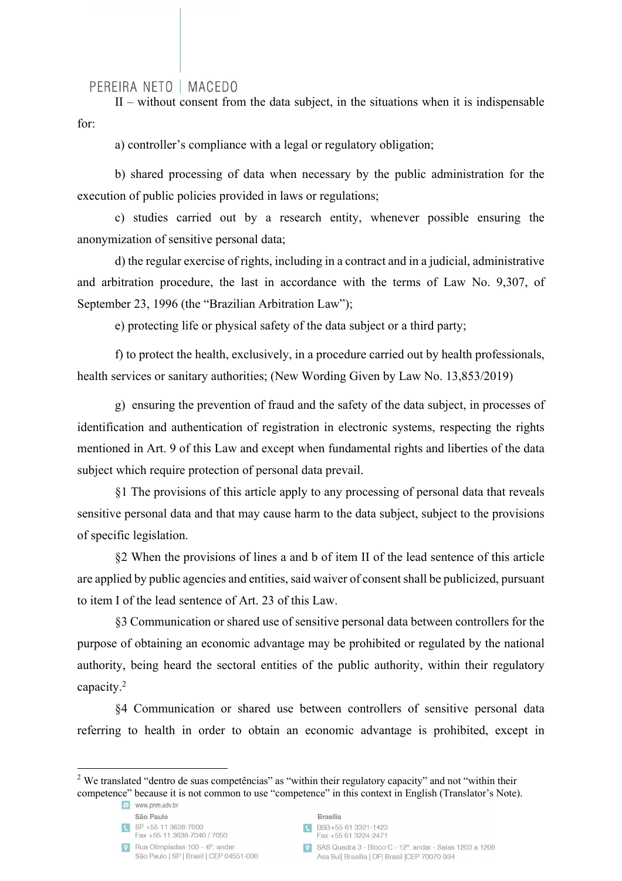II – without consent from the data subject, in the situations when it is indispensable for:

a) controller's compliance with a legal or regulatory obligation;

b) shared processing of data when necessary by the public administration for the execution of public policies provided in laws or regulations;

c) studies carried out by a research entity, whenever possible ensuring the anonymization of sensitive personal data;

d) the regular exercise of rights, including in a contract and in a judicial, administrative and arbitration procedure, the last in accordance with the terms of Law No. 9,307, of September 23, 1996 (the "Brazilian Arbitration Law");

e) protecting life or physical safety of the data subject or a third party;

f) to protect the health, exclusively, in a procedure carried out by health professionals, health services or sanitary authorities; (New Wording Given by Law No. 13,853/2019)

g) ensuring the prevention of fraud and the safety of the data subject, in processes of identification and authentication of registration in electronic systems, respecting the rights mentioned in Art. 9 of this Law and except when fundamental rights and liberties of the data subject which require protection of personal data prevail.

§1 The provisions of this article apply to any processing of personal data that reveals sensitive personal data and that may cause harm to the data subject, subject to the provisions of specific legislation.

§2 When the provisions of lines a and b of item II of the lead sentence of this article are applied by public agencies and entities, said waiver of consent shall be publicized, pursuant to item I of the lead sentence of Art. 23 of this Law.

§3 Communication or shared use of sensitive personal data between controllers for the purpose of obtaining an economic advantage may be prohibited or regulated by the national authority, being heard the sectoral entities of the public authority, within their regulatory capacity.[2]

§4 Communication or shared use between controllers of sensitive personal data referring to health in order to obtain an economic advantage is prohibited, except in

[2] We translated "dentro de suas competências" as "within their regulatory capacity" and not "within their competence" because it is not common to use "competence" in this context in English (Translator's Note).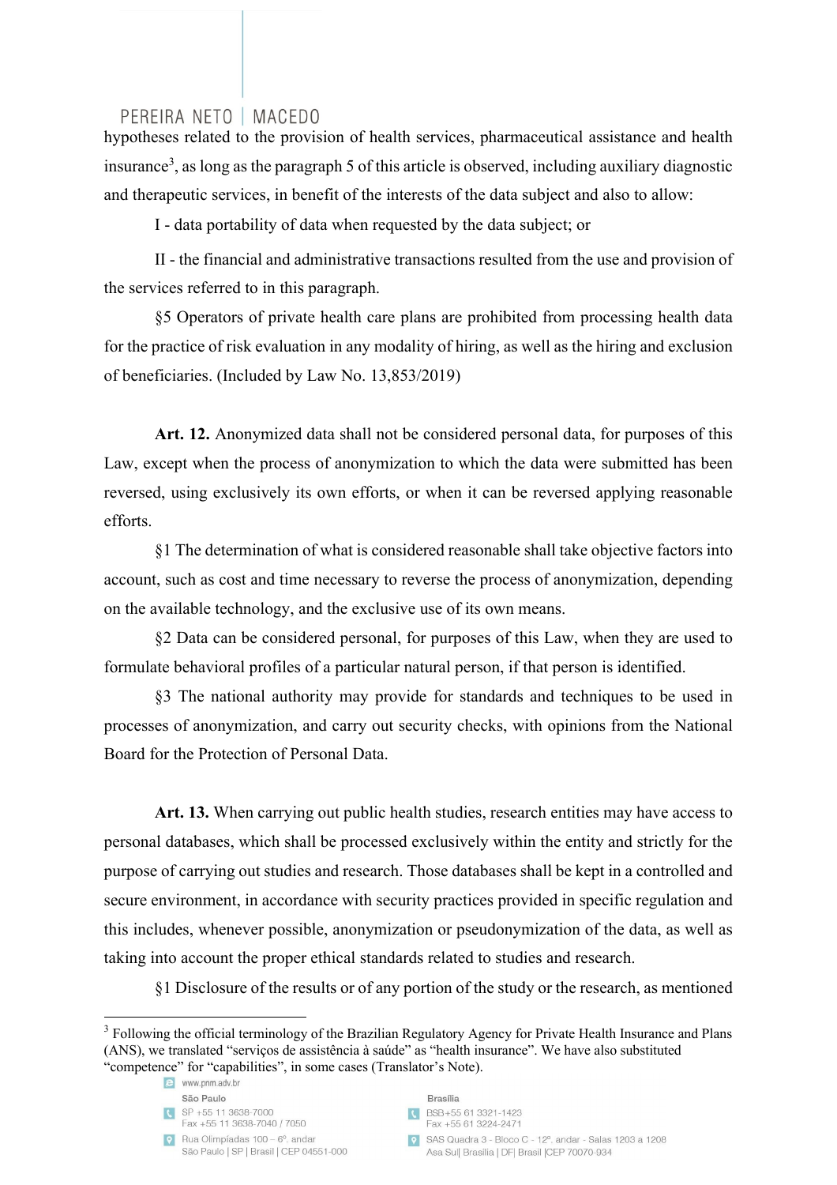hypotheses related to the provision of health services, pharmaceutical assistance and health insurance[3], as long as the paragraph 5 of this article is observed, including auxiliary diagnostic and therapeutic services, in benefit of the interests of the data subject and also to allow:

I - data portability of data when requested by the data subject; or

II - the financial and administrative transactions resulted from the use and provision of the services referred to in this paragraph.

§5 Operators of private health care plans are prohibited from processing health data for the practice of risk evaluation in any modality of hiring, as well as the hiring and exclusion of beneficiaries. (Included by Law No. 13,853/2019)

**Art. 12.** Anonymized data shall not be considered personal data, for purposes of this Law, except when the process of anonymization to which the data were submitted has been reversed, using exclusively its own efforts, or when it can be reversed applying reasonable efforts.

§1 The determination of what is considered reasonable shall take objective factors into account, such as cost and time necessary to reverse the process of anonymization, depending on the available technology, and the exclusive use of its own means.

§2 Data can be considered personal, for purposes of this Law, when they are used to formulate behavioral profiles of a particular natural person, if that person is identified.

§3 The national authority may provide for standards and techniques to be used in processes of anonymization, and carry out security checks, with opinions from the National Board for the Protection of Personal Data.

**Art. 13.** When carrying out public health studies, research entities may have access to personal databases, which shall be processed exclusively within the entity and strictly for the purpose of carrying out studies and research. Those databases shall be kept in a controlled and secure environment, in accordance with security practices provided in specific regulation and this includes, whenever possible, anonymization or pseudonymization of the data, as well as taking into account the proper ethical standards related to studies and research.

§1 Disclosure of the results or of any portion of the study or the research, as mentioned

[3] Following the official terminology of the Brazilian Regulatory Agency for Private Health Insurance and Plans (ANS), we translated "serviços de assistência à saúde" as "health insurance". We have also substituted "competence" for "capabilities", in some cases (Translator's Note).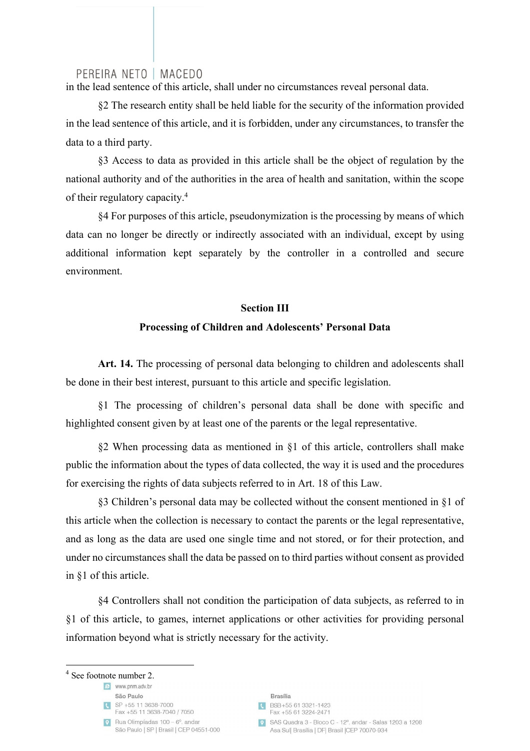in the lead sentence of this article, shall under no circumstances reveal personal data.

§2 The research entity shall be held liable for the security of the information provided in the lead sentence of this article, and it is forbidden, under any circumstances, to transfer the data to a third party.

§3 Access to data as provided in this article shall be the object of regulation by the national authority and of the authorities in the area of health and sanitation, within the scope of their regulatory capacity.[4]

§4 For purposes of this article, pseudonymization is the processing by means of which data can no longer be directly or indirectly associated with an individual, except by using additional information kept separately by the controller in a controlled and secure environment.

## Section III
## Processing of Children and Adolescents' Personal Data

**Art. 14.** The processing of personal data belonging to children and adolescents shall be done in their best interest, pursuant to this article and specific legislation.

§1 The processing of children's personal data shall be done with specific and highlighted consent given by at least one of the parents or the legal representative.

§2 When processing data as mentioned in §1 of this article, controllers shall make public the information about the types of data collected, the way it is used and the procedures for exercising the rights of data subjects referred to in Art. 18 of this Law.

§3 Children's personal data may be collected without the consent mentioned in §1 of this article when the collection is necessary to contact the parents or the legal representative, and as long as the data are used one single time and not stored, or for their protection, and under no circumstances shall the data be passed on to third parties without consent as provided in §1 of this article.

§4 Controllers shall not condition the participation of data subjects, as referred to in §1 of this article, to games, internet applications or other activities for providing personal information beyond what is strictly necessary for the activity.

---

[4] See footnote number 2.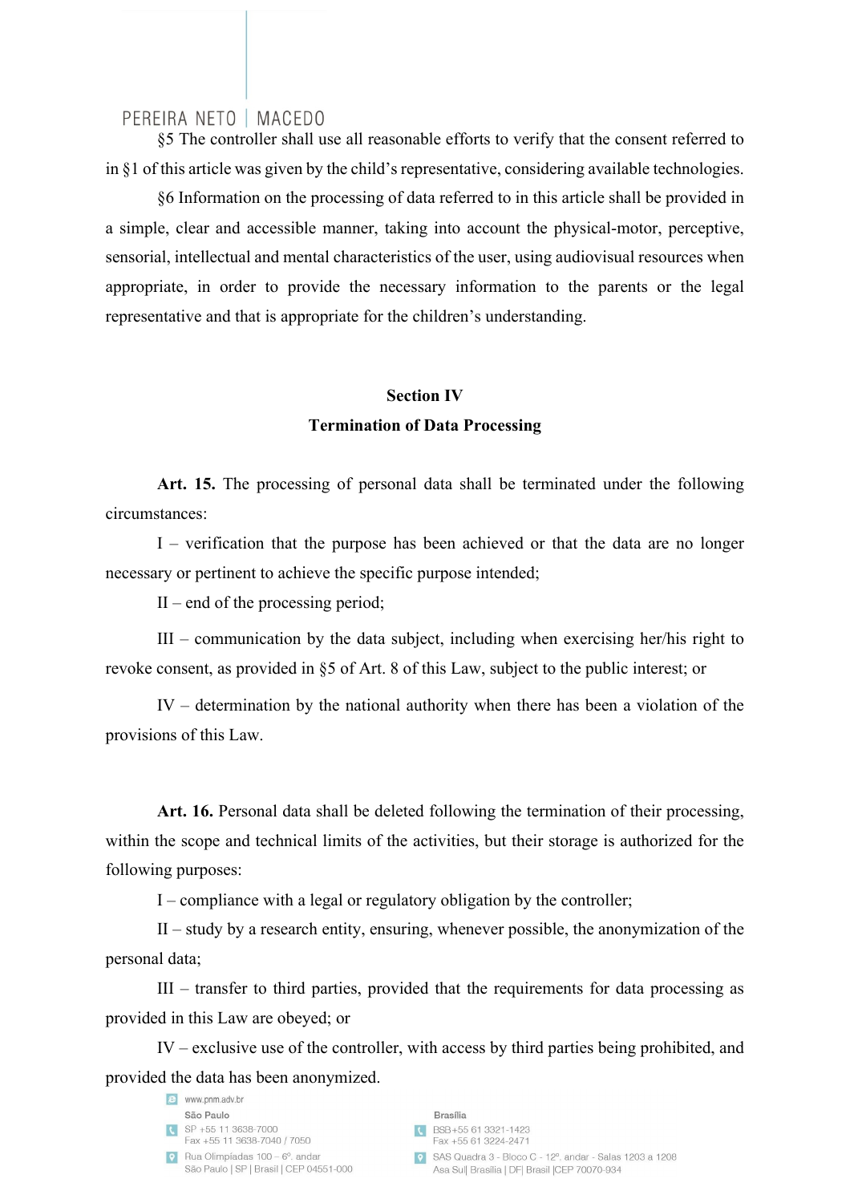§5 The controller shall use all reasonable efforts to verify that the consent referred to in §1 of this article was given by the child's representative, considering available technologies.

§6 Information on the processing of data referred to in this article shall be provided in a simple, clear and accessible manner, taking into account the physical-motor, perceptive, sensorial, intellectual and mental characteristics of the user, using audiovisual resources when appropriate, in order to provide the necessary information to the parents or the legal representative and that is appropriate for the children's understanding.

## Section IV
## Termination of Data Processing

**Art. 15.** The processing of personal data shall be terminated under the following circumstances:

I – verification that the purpose has been achieved or that the data are no longer necessary or pertinent to achieve the specific purpose intended;

II – end of the processing period;

III – communication by the data subject, including when exercising her/his right to revoke consent, as provided in §5 of Art. 8 of this Law, subject to the public interest; or

IV – determination by the national authority when there has been a violation of the provisions of this Law.

**Art. 16.** Personal data shall be deleted following the termination of their processing, within the scope and technical limits of the activities, but their storage is authorized for the following purposes:

I – compliance with a legal or regulatory obligation by the controller;

II – study by a research entity, ensuring, whenever possible, the anonymization of the personal data;

III – transfer to third parties, provided that the requirements for data processing as provided in this Law are obeyed; or

IV – exclusive use of the controller, with access by third parties being prohibited, and provided the data has been anonymized.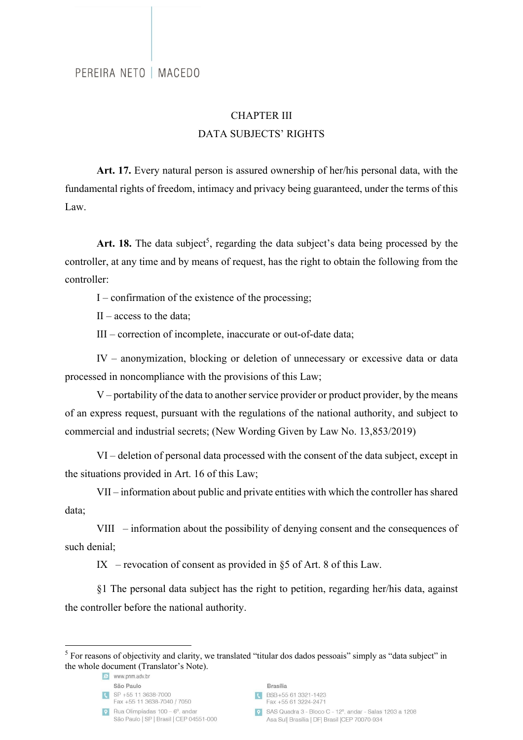## CHAPTER III
## DATA SUBJECTS' RIGHTS

**Art. 17.** Every natural person is assured ownership of her/his personal data, with the fundamental rights of freedom, intimacy and privacy being guaranteed, under the terms of this Law.

**Art. 18.** The data subject[5], regarding the data subject's data being processed by the controller, at any time and by means of request, has the right to obtain the following from the controller:

I – confirmation of the existence of the processing;

II – access to the data;

III – correction of incomplete, inaccurate or out-of-date data;

IV – anonymization, blocking or deletion of unnecessary or excessive data or data processed in noncompliance with the provisions of this Law;

V – portability of the data to another service provider or product provider, by the means of an express request, pursuant with the regulations of the national authority, and subject to commercial and industrial secrets; (New Wording Given by Law No. 13,853/2019)

VI – deletion of personal data processed with the consent of the data subject, except in the situations provided in Art. 16 of this Law;

VII – information about public and private entities with which the controller has shared data;

VIII – information about the possibility of denying consent and the consequences of such denial;

IX – revocation of consent as provided in §5 of Art. 8 of this Law.

§1 The personal data subject has the right to petition, regarding her/his data, against the controller before the national authority.

---

[5] For reasons of objectivity and clarity, we translated "titular dos dados pessoais" simply as "data subject" in the whole document (Translator's Note).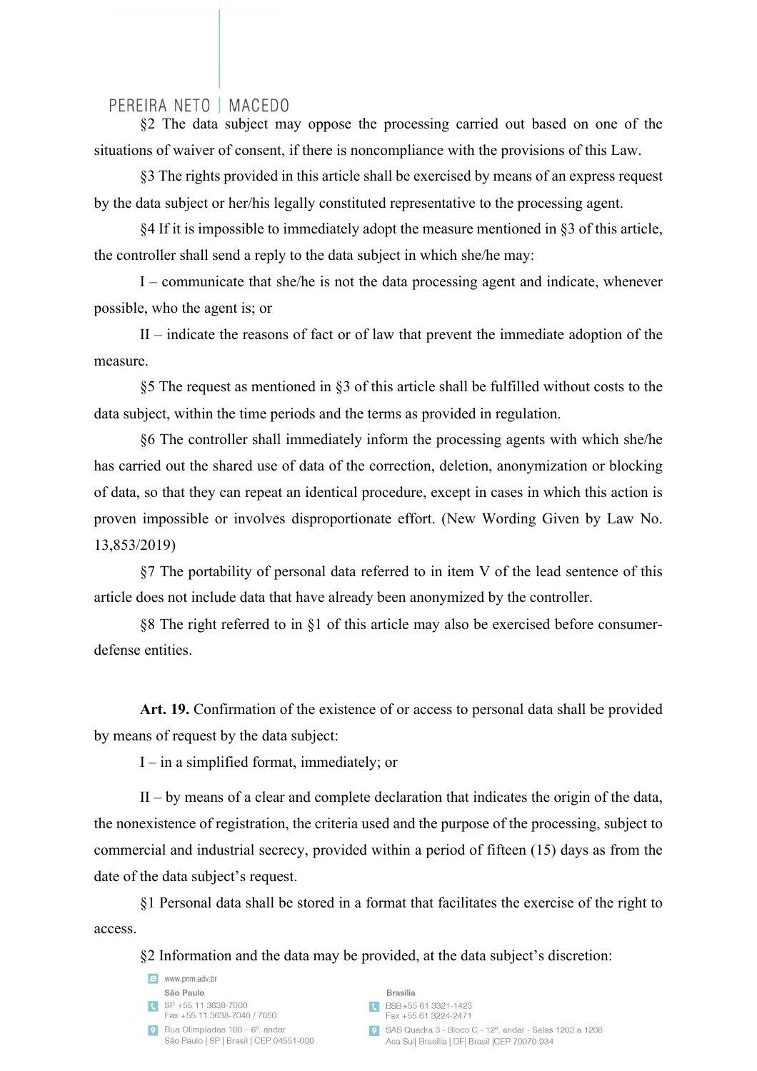§2 The data subject may oppose the processing carried out based on one of the situations of waiver of consent, if there is noncompliance with the provisions of this Law.

§3 The rights provided in this article shall be exercised by means of an express request by the data subject or her/his legally constituted representative to the processing agent.

§4 If it is impossible to immediately adopt the measure mentioned in §3 of this article, the controller shall send a reply to the data subject in which she/he may:

I – communicate that she/he is not the data processing agent and indicate, whenever possible, who the agent is; or

II – indicate the reasons of fact or of law that prevent the immediate adoption of the measure.

§5 The request as mentioned in §3 of this article shall be fulfilled without costs to the data subject, within the time periods and the terms as provided in regulation.

§6 The controller shall immediately inform the processing agents with which she/he has carried out the shared use of data of the correction, deletion, anonymization or blocking of data, so that they can repeat an identical procedure, except in cases in which this action is proven impossible or involves disproportionate effort. (New Wording Given by Law No. 13,853/2019)

§7 The portability of personal data referred to in item V of the lead sentence of this article does not include data that have already been anonymized by the controller.

§8 The right referred to in §1 of this article may also be exercised before consumer-defense entities.

**Art. 19.** Confirmation of the existence of or access to personal data shall be provided by means of request by the data subject:

I – in a simplified format, immediately; or

II – by means of a clear and complete declaration that indicates the origin of the data, the nonexistence of registration, the criteria used and the purpose of the processing, subject to commercial and industrial secrecy, provided within a period of fifteen (15) days as from the date of the data subject's request.

§1 Personal data shall be stored in a format that facilitates the exercise of the right to access.

§2 Information and the data may be provided, at the data subject's discretion: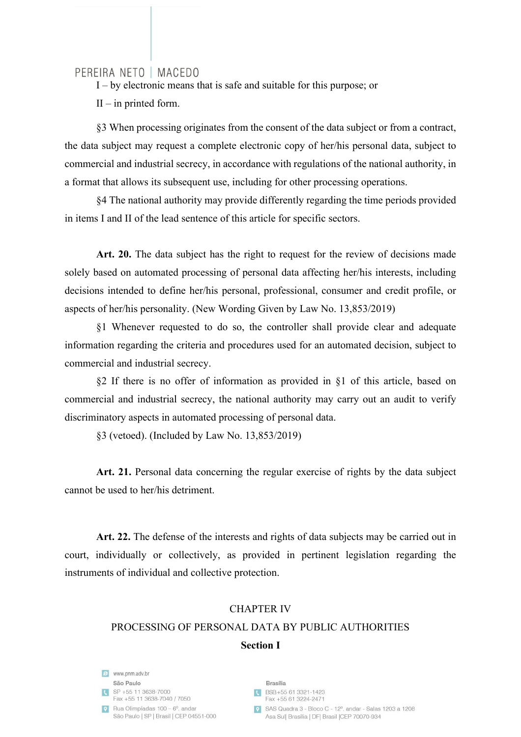I – by electronic means that is safe and suitable for this purpose; or

II – in printed form.

§3 When processing originates from the consent of the data subject or from a contract, the data subject may request a complete electronic copy of her/his personal data, subject to commercial and industrial secrecy, in accordance with regulations of the national authority, in a format that allows its subsequent use, including for other processing operations.

§4 The national authority may provide differently regarding the time periods provided in items I and II of the lead sentence of this article for specific sectors.

**Art. 20.** The data subject has the right to request for the review of decisions made solely based on automated processing of personal data affecting her/his interests, including decisions intended to define her/his personal, professional, consumer and credit profile, or aspects of her/his personality. (New Wording Given by Law No. 13,853/2019)

§1 Whenever requested to do so, the controller shall provide clear and adequate information regarding the criteria and procedures used for an automated decision, subject to commercial and industrial secrecy.

§2 If there is no offer of information as provided in §1 of this article, based on commercial and industrial secrecy, the national authority may carry out an audit to verify discriminatory aspects in automated processing of personal data.

§3 (vetoed). (Included by Law No. 13,853/2019)

**Art. 21.** Personal data concerning the regular exercise of rights by the data subject cannot be used to her/his detriment.

**Art. 22.** The defense of the interests and rights of data subjects may be carried out in court, individually or collectively, as provided in pertinent legislation regarding the instruments of individual and collective protection.

## CHAPTER IV
## PROCESSING OF PERSONAL DATA BY PUBLIC AUTHORITIES
### Section I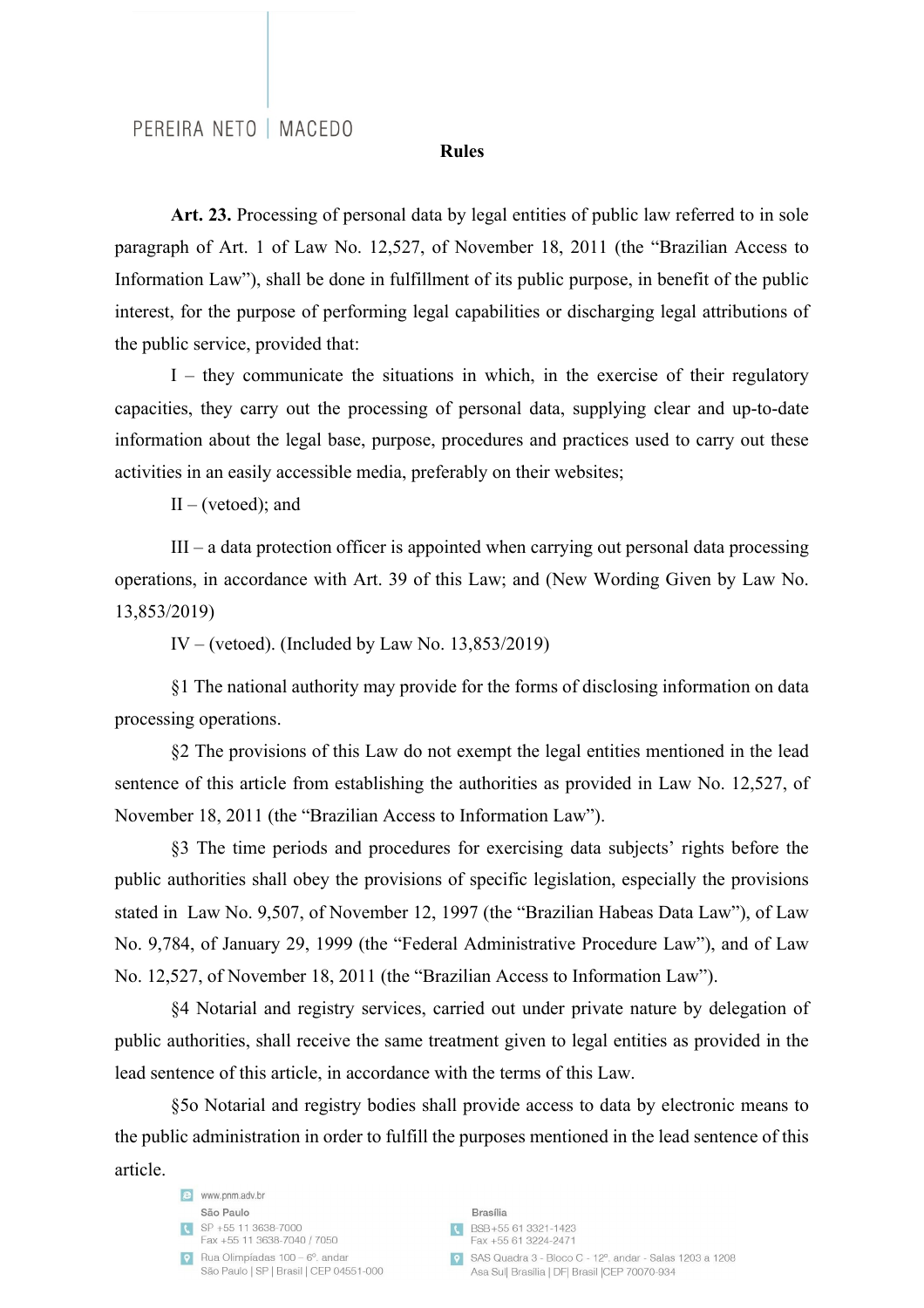## Rules

**Art. 23.** Processing of personal data by legal entities of public law referred to in sole paragraph of Art. 1 of Law No. 12,527, of November 18, 2011 (the "Brazilian Access to Information Law"), shall be done in fulfillment of its public purpose, in benefit of the public interest, for the purpose of performing legal capabilities or discharging legal attributions of the public service, provided that:

I – they communicate the situations in which, in the exercise of their regulatory capacities, they carry out the processing of personal data, supplying clear and up-to-date information about the legal base, purpose, procedures and practices used to carry out these activities in an easily accessible media, preferably on their websites;

II – (vetoed); and

III – a data protection officer is appointed when carrying out personal data processing operations, in accordance with Art. 39 of this Law; and (New Wording Given by Law No. 13,853/2019)

IV – (vetoed). (Included by Law No. 13,853/2019)

§1 The national authority may provide for the forms of disclosing information on data processing operations.

§2 The provisions of this Law do not exempt the legal entities mentioned in the lead sentence of this article from establishing the authorities as provided in Law No. 12,527, of November 18, 2011 (the "Brazilian Access to Information Law").

§3 The time periods and procedures for exercising data subjects' rights before the public authorities shall obey the provisions of specific legislation, especially the provisions stated in Law No. 9,507, of November 12, 1997 (the "Brazilian Habeas Data Law"), of Law No. 9,784, of January 29, 1999 (the "Federal Administrative Procedure Law"), and of Law No. 12,527, of November 18, 2011 (the "Brazilian Access to Information Law").

§4 Notarial and registry services, carried out under private nature by delegation of public authorities, shall receive the same treatment given to legal entities as provided in the lead sentence of this article, in accordance with the terms of this Law.

§5o Notarial and registry bodies shall provide access to data by electronic means to the public administration in order to fulfill the purposes mentioned in the lead sentence of this article.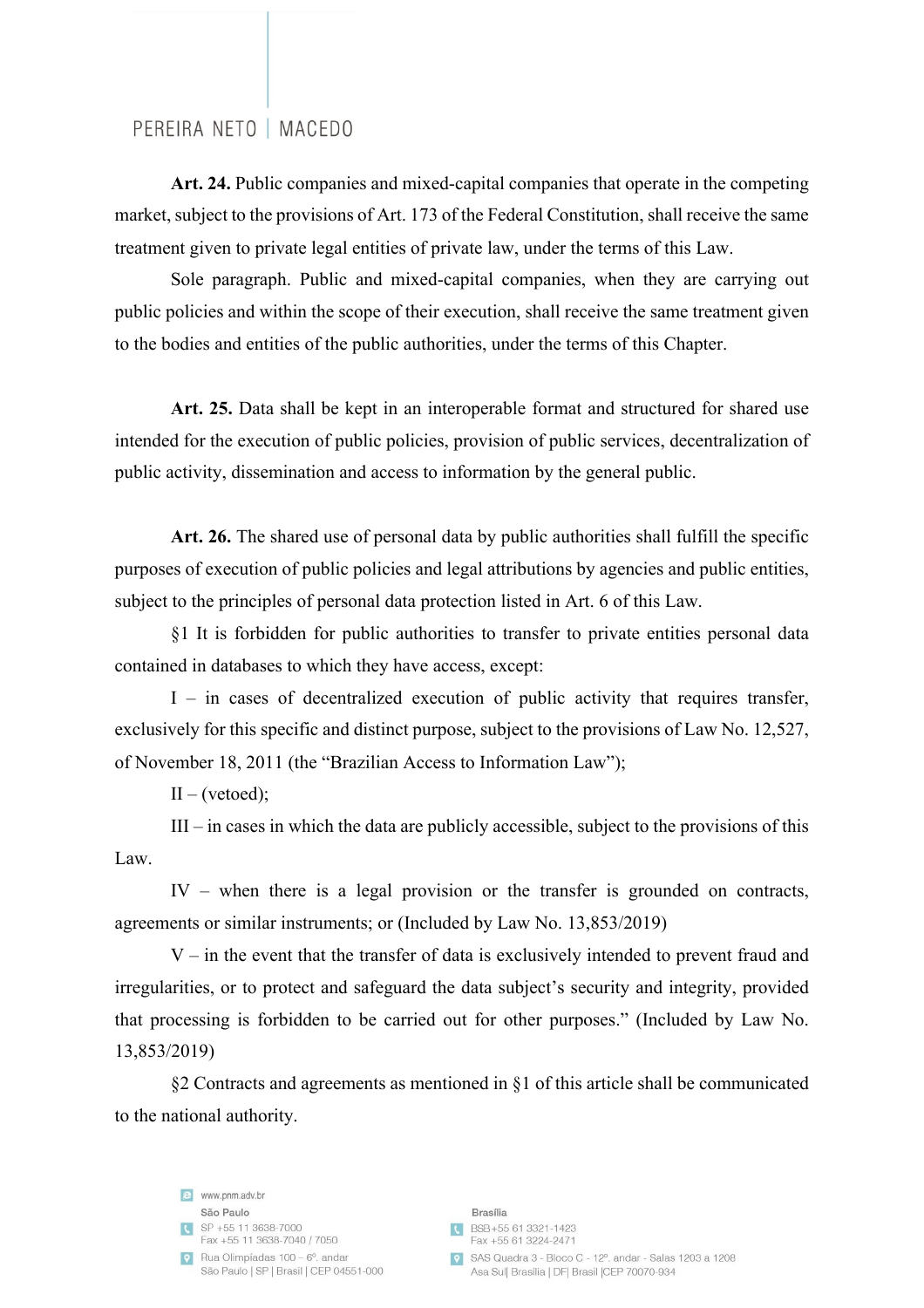**Art. 24.** Public companies and mixed-capital companies that operate in the competing market, subject to the provisions of Art. 173 of the Federal Constitution, shall receive the same treatment given to private legal entities of private law, under the terms of this Law.

Sole paragraph. Public and mixed-capital companies, when they are carrying out public policies and within the scope of their execution, shall receive the same treatment given to the bodies and entities of the public authorities, under the terms of this Chapter.

**Art. 25.** Data shall be kept in an interoperable format and structured for shared use intended for the execution of public policies, provision of public services, decentralization of public activity, dissemination and access to information by the general public.

**Art. 26.** The shared use of personal data by public authorities shall fulfill the specific purposes of execution of public policies and legal attributions by agencies and public entities, subject to the principles of personal data protection listed in Art. 6 of this Law.

§1 It is forbidden for public authorities to transfer to private entities personal data contained in databases to which they have access, except:

I – in cases of decentralized execution of public activity that requires transfer, exclusively for this specific and distinct purpose, subject to the provisions of Law No. 12,527, of November 18, 2011 (the "Brazilian Access to Information Law");

II – (vetoed);

III – in cases in which the data are publicly accessible, subject to the provisions of this Law.

IV – when there is a legal provision or the transfer is grounded on contracts, agreements or similar instruments; or (Included by Law No. 13,853/2019)

V – in the event that the transfer of data is exclusively intended to prevent fraud and irregularities, or to protect and safeguard the data subject's security and integrity, provided that processing is forbidden to be carried out for other purposes." (Included by Law No. 13,853/2019)

§2 Contracts and agreements as mentioned in §1 of this article shall be communicated to the national authority.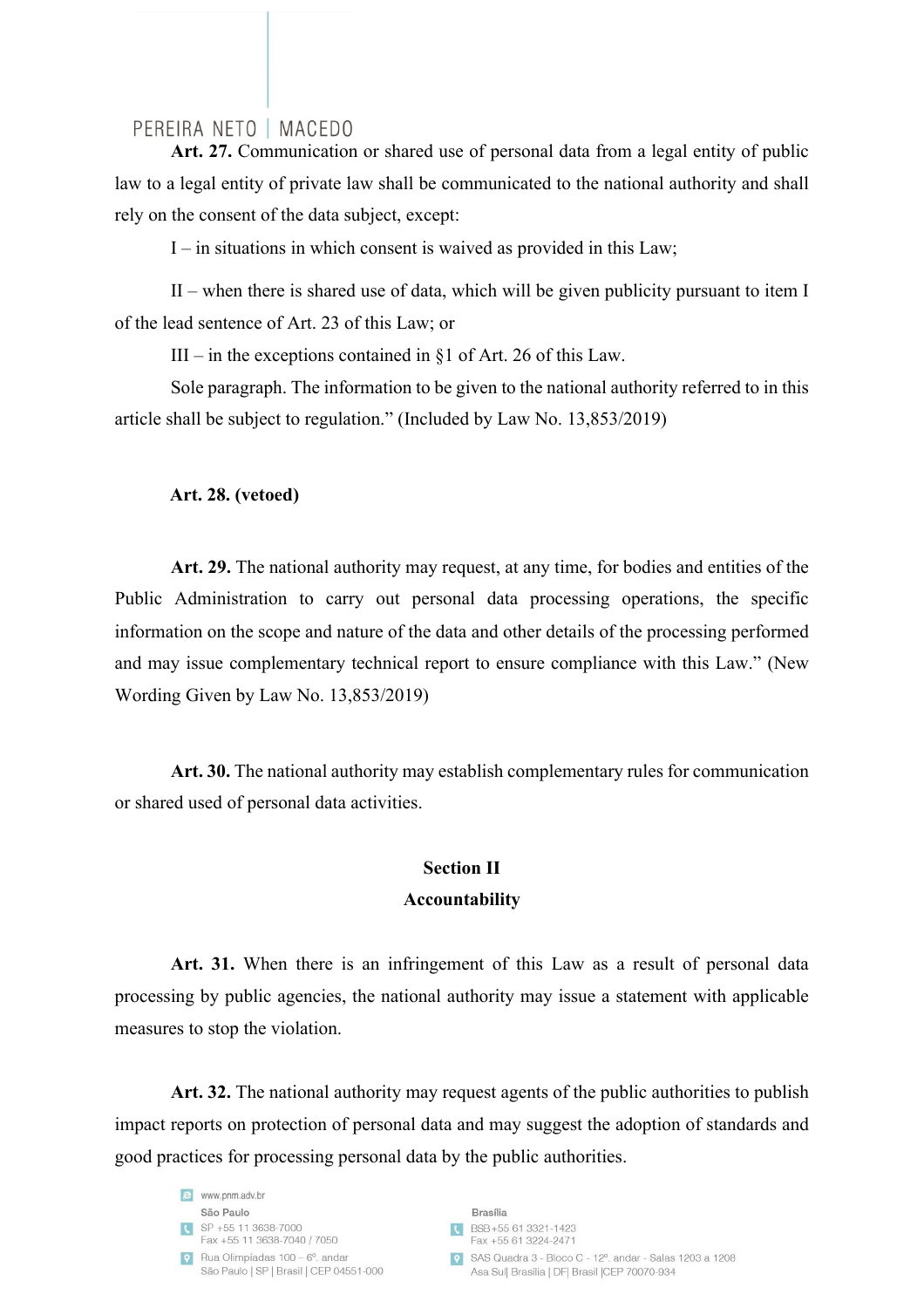**Art. 27.** Communication or shared use of personal data from a legal entity of public law to a legal entity of private law shall be communicated to the national authority and shall rely on the consent of the data subject, except:

I – in situations in which consent is waived as provided in this Law;

II – when there is shared use of data, which will be given publicity pursuant to item I of the lead sentence of Art. 23 of this Law; or

III – in the exceptions contained in §1 of Art. 26 of this Law.

Sole paragraph. The information to be given to the national authority referred to in this article shall be subject to regulation." (Included by Law No. 13,853/2019)

**Art. 28. (vetoed)**

**Art. 29.** The national authority may request, at any time, for bodies and entities of the Public Administration to carry out personal data processing operations, the specific information on the scope and nature of the data and other details of the processing performed and may issue complementary technical report to ensure compliance with this Law." (New Wording Given by Law No. 13,853/2019)

**Art. 30.** The national authority may establish complementary rules for communication or shared used of personal data activities.

## Section II
## Accountability

**Art. 31.** When there is an infringement of this Law as a result of personal data processing by public agencies, the national authority may issue a statement with applicable measures to stop the violation.

**Art. 32.** The national authority may request agents of the public authorities to publish impact reports on protection of personal data and may suggest the adoption of standards and good practices for processing personal data by the public authorities.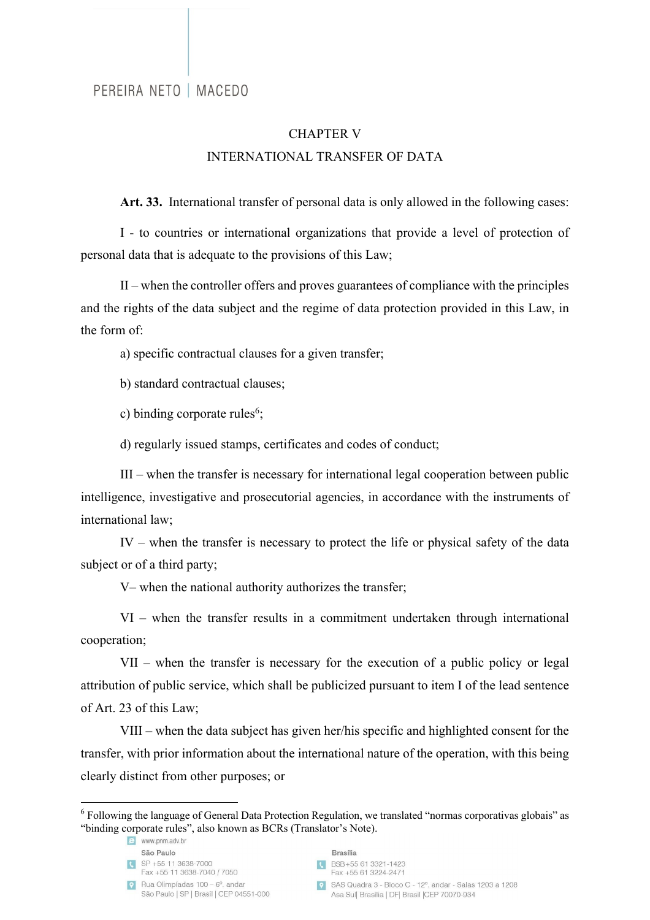## CHAPTER V

## INTERNATIONAL TRANSFER OF DATA

**Art. 33.** International transfer of personal data is only allowed in the following cases:

I - to countries or international organizations that provide a level of protection of personal data that is adequate to the provisions of this Law;

II – when the controller offers and proves guarantees of compliance with the principles and the rights of the data subject and the regime of data protection provided in this Law, in the form of:

a) specific contractual clauses for a given transfer;

b) standard contractual clauses;

c) binding corporate rules[6];

d) regularly issued stamps, certificates and codes of conduct;

III – when the transfer is necessary for international legal cooperation between public intelligence, investigative and prosecutorial agencies, in accordance with the instruments of international law;

IV – when the transfer is necessary to protect the life or physical safety of the data subject or of a third party;

V– when the national authority authorizes the transfer;

VI – when the transfer results in a commitment undertaken through international cooperation;

VII – when the transfer is necessary for the execution of a public policy or legal attribution of public service, which shall be publicized pursuant to item I of the lead sentence of Art. 23 of this Law;

VIII – when the data subject has given her/his specific and highlighted consent for the transfer, with prior information about the international nature of the operation, with this being clearly distinct from other purposes; or

---

[6] Following the language of General Data Protection Regulation, we translated "normas corporativas globais" as "binding corporate rules", also known as BCRs (Translator's Note).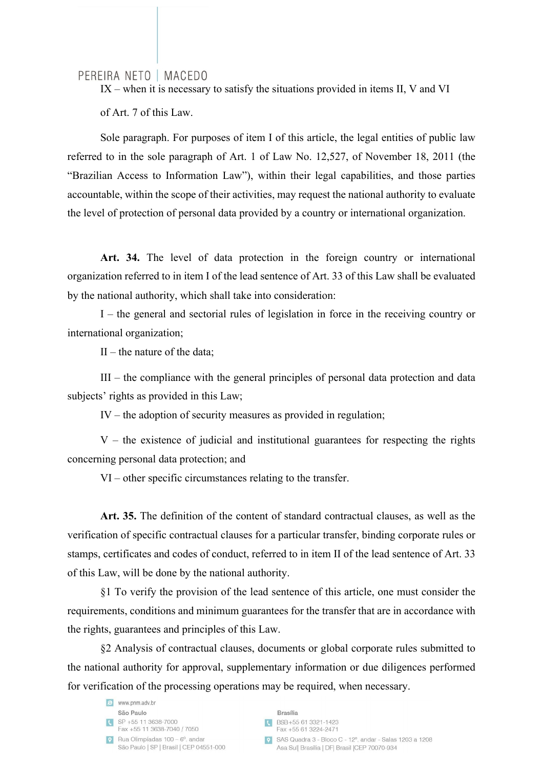IX – when it is necessary to satisfy the situations provided in items II, V and VI of Art. 7 of this Law.

Sole paragraph. For purposes of item I of this article, the legal entities of public law referred to in the sole paragraph of Art. 1 of Law No. 12,527, of November 18, 2011 (the "Brazilian Access to Information Law"), within their legal capabilities, and those parties accountable, within the scope of their activities, may request the national authority to evaluate the level of protection of personal data provided by a country or international organization.

**Art. 34.** The level of data protection in the foreign country or international organization referred to in item I of the lead sentence of Art. 33 of this Law shall be evaluated by the national authority, which shall take into consideration:

I – the general and sectorial rules of legislation in force in the receiving country or international organization;

II – the nature of the data;

III – the compliance with the general principles of personal data protection and data subjects' rights as provided in this Law;

IV – the adoption of security measures as provided in regulation;

V – the existence of judicial and institutional guarantees for respecting the rights concerning personal data protection; and

VI – other specific circumstances relating to the transfer.

**Art. 35.** The definition of the content of standard contractual clauses, as well as the verification of specific contractual clauses for a particular transfer, binding corporate rules or stamps, certificates and codes of conduct, referred to in item II of the lead sentence of Art. 33 of this Law, will be done by the national authority.

§1 To verify the provision of the lead sentence of this article, one must consider the requirements, conditions and minimum guarantees for the transfer that are in accordance with the rights, guarantees and principles of this Law.

§2 Analysis of contractual clauses, documents or global corporate rules submitted to the national authority for approval, supplementary information or due diligences performed for verification of the processing operations may be required, when necessary.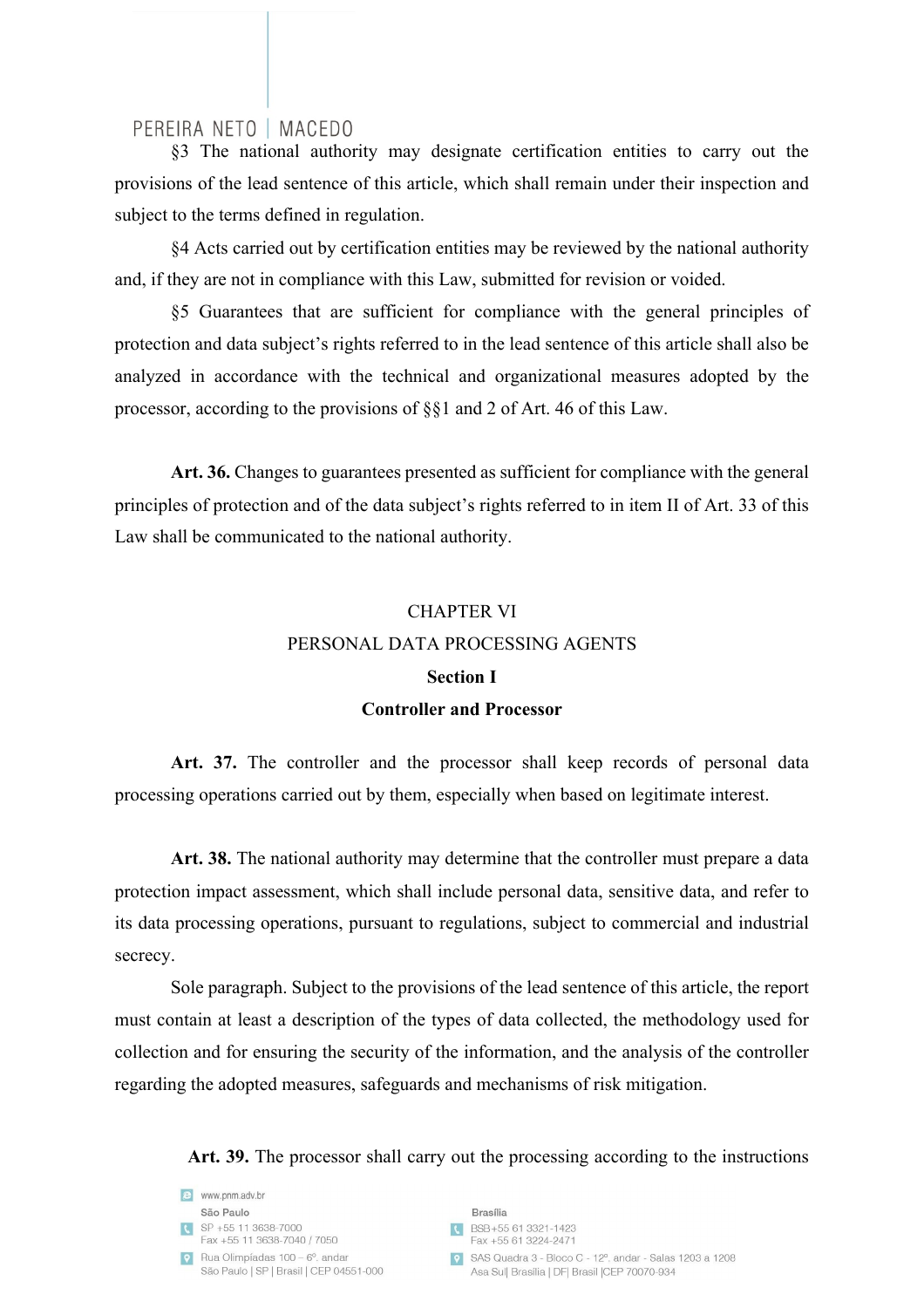§3 The national authority may designate certification entities to carry out the provisions of the lead sentence of this article, which shall remain under their inspection and subject to the terms defined in regulation.

§4 Acts carried out by certification entities may be reviewed by the national authority and, if they are not in compliance with this Law, submitted for revision or voided.

§5 Guarantees that are sufficient for compliance with the general principles of protection and data subject's rights referred to in the lead sentence of this article shall also be analyzed in accordance with the technical and organizational measures adopted by the processor, according to the provisions of §§1 and 2 of Art. 46 of this Law.

**Art. 36.** Changes to guarantees presented as sufficient for compliance with the general principles of protection and of the data subject's rights referred to in item II of Art. 33 of this Law shall be communicated to the national authority.

## CHAPTER VI
## PERSONAL DATA PROCESSING AGENTS

### Section I
### Controller and Processor

**Art. 37.** The controller and the processor shall keep records of personal data processing operations carried out by them, especially when based on legitimate interest.

**Art. 38.** The national authority may determine that the controller must prepare a data protection impact assessment, which shall include personal data, sensitive data, and refer to its data processing operations, pursuant to regulations, subject to commercial and industrial secrecy.

Sole paragraph. Subject to the provisions of the lead sentence of this article, the report must contain at least a description of the types of data collected, the methodology used for collection and for ensuring the security of the information, and the analysis of the controller regarding the adopted measures, safeguards and mechanisms of risk mitigation.

**Art. 39.** The processor shall carry out the processing according to the instructions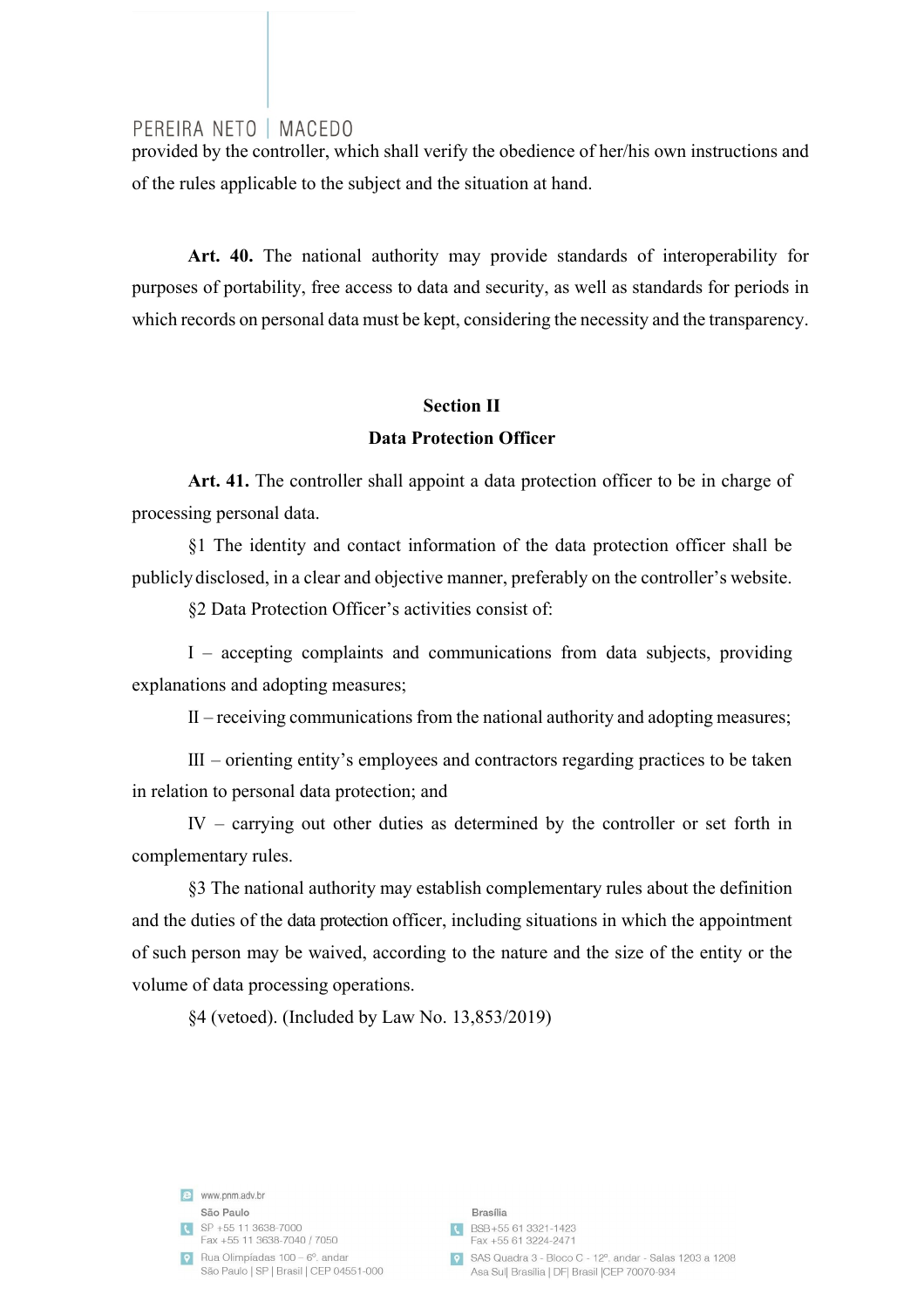provided by the controller, which shall verify the obedience of her/his own instructions and of the rules applicable to the subject and the situation at hand.

**Art. 40.** The national authority may provide standards of interoperability for purposes of portability, free access to data and security, as well as standards for periods in which records on personal data must be kept, considering the necessity and the transparency.

## Section II
## Data Protection Officer

**Art. 41.** The controller shall appoint a data protection officer to be in charge of processing personal data.

§1 The identity and contact information of the data protection officer shall be publicly disclosed, in a clear and objective manner, preferably on the controller's website.

§2 Data Protection Officer's activities consist of:

I – accepting complaints and communications from data subjects, providing explanations and adopting measures;

II – receiving communications from the national authority and adopting measures;

III – orienting entity's employees and contractors regarding practices to be taken in relation to personal data protection; and

IV – carrying out other duties as determined by the controller or set forth in complementary rules.

§3 The national authority may establish complementary rules about the definition and the duties of the data protection officer, including situations in which the appointment of such person may be waived, according to the nature and the size of the entity or the volume of data processing operations.

§4 (vetoed). (Included by Law No. 13,853/2019)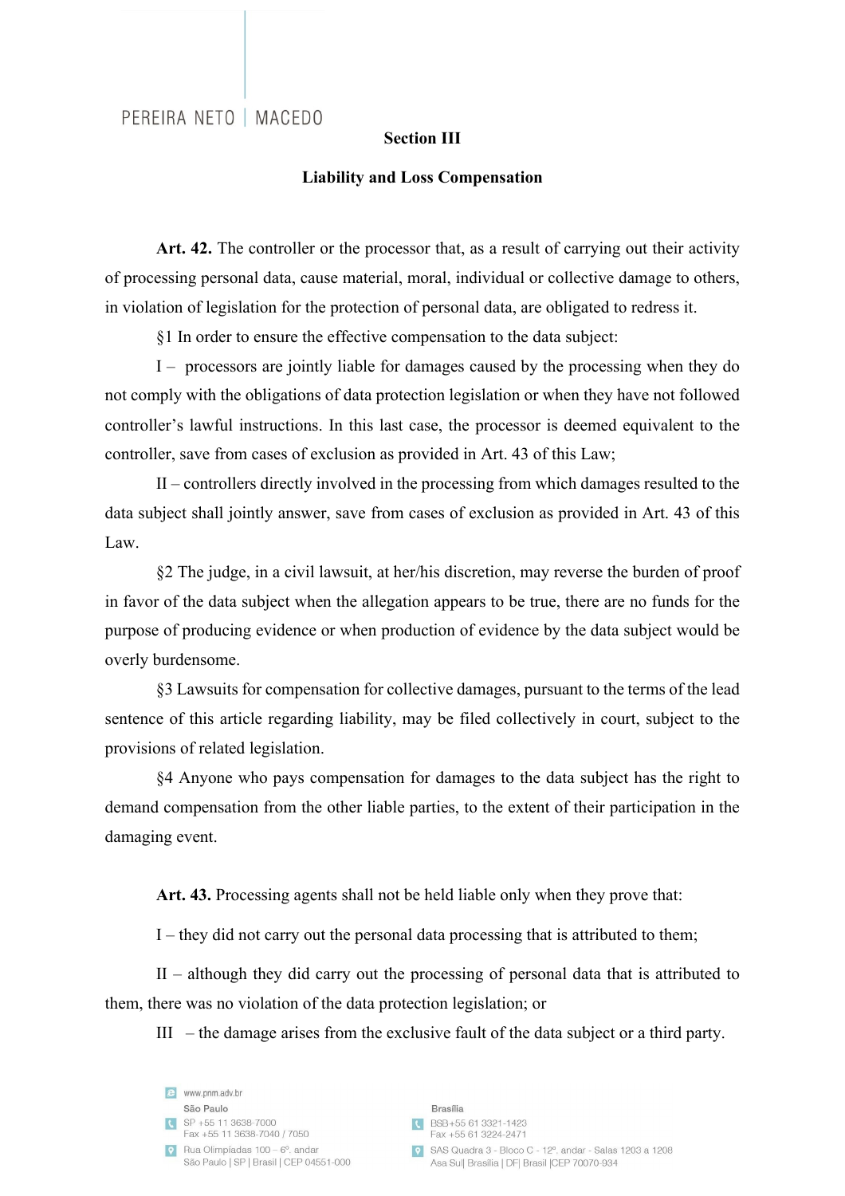## Section III

## Liability and Loss Compensation

**Art. 42.** The controller or the processor that, as a result of carrying out their activity of processing personal data, cause material, moral, individual or collective damage to others, in violation of legislation for the protection of personal data, are obligated to redress it.

§1 In order to ensure the effective compensation to the data subject:

I – processors are jointly liable for damages caused by the processing when they do not comply with the obligations of data protection legislation or when they have not followed controller's lawful instructions. In this last case, the processor is deemed equivalent to the controller, save from cases of exclusion as provided in Art. 43 of this Law;

II – controllers directly involved in the processing from which damages resulted to the data subject shall jointly answer, save from cases of exclusion as provided in Art. 43 of this Law.

§2 The judge, in a civil lawsuit, at her/his discretion, may reverse the burden of proof in favor of the data subject when the allegation appears to be true, there are no funds for the purpose of producing evidence or when production of evidence by the data subject would be overly burdensome.

§3 Lawsuits for compensation for collective damages, pursuant to the terms of the lead sentence of this article regarding liability, may be filed collectively in court, subject to the provisions of related legislation.

§4 Anyone who pays compensation for damages to the data subject has the right to demand compensation from the other liable parties, to the extent of their participation in the damaging event.

**Art. 43.** Processing agents shall not be held liable only when they prove that:

I – they did not carry out the personal data processing that is attributed to them;

II – although they did carry out the processing of personal data that is attributed to them, there was no violation of the data protection legislation; or

III – the damage arises from the exclusive fault of the data subject or a third party.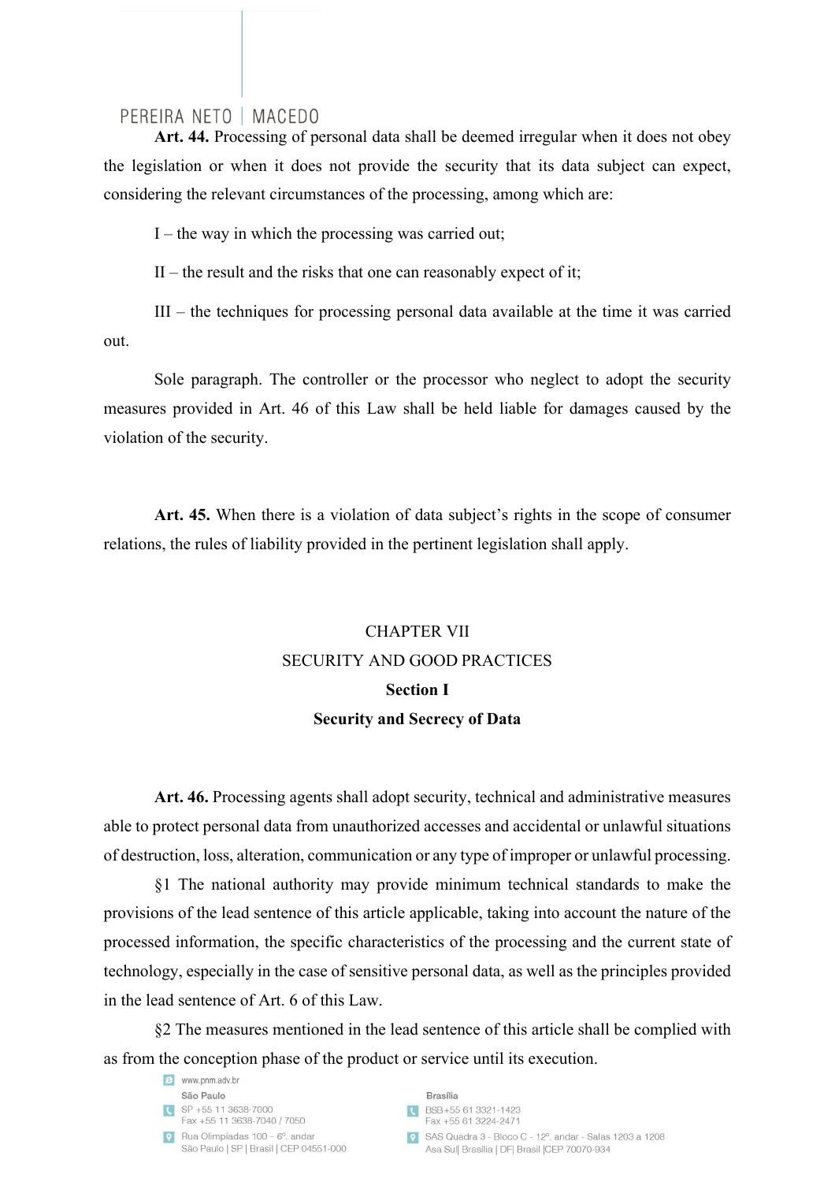**Art. 44.** Processing of personal data shall be deemed irregular when it does not obey the legislation or when it does not provide the security that its data subject can expect, considering the relevant circumstances of the processing, among which are:

I – the way in which the processing was carried out;

II – the result and the risks that one can reasonably expect of it;

III – the techniques for processing personal data available at the time it was carried out.

Sole paragraph. The controller or the processor who neglect to adopt the security measures provided in Art. 46 of this Law shall be held liable for damages caused by the violation of the security.

**Art. 45.** When there is a violation of data subject's rights in the scope of consumer relations, the rules of liability provided in the pertinent legislation shall apply.

## CHAPTER VII
## SECURITY AND GOOD PRACTICES
### Section I
### Security and Secrecy of Data

**Art. 46.** Processing agents shall adopt security, technical and administrative measures able to protect personal data from unauthorized accesses and accidental or unlawful situations of destruction, loss, alteration, communication or any type of improper or unlawful processing.

§1 The national authority may provide minimum technical standards to make the provisions of the lead sentence of this article applicable, taking into account the nature of the processed information, the specific characteristics of the processing and the current state of technology, especially in the case of sensitive personal data, as well as the principles provided in the lead sentence of Art. 6 of this Law.

§2 The measures mentioned in the lead sentence of this article shall be complied with as from the conception phase of the product or service until its execution.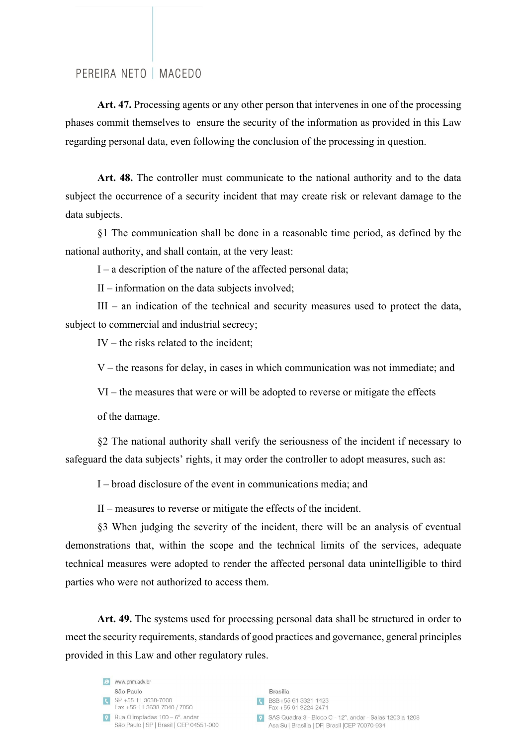**Art. 47.** Processing agents or any other person that intervenes in one of the processing phases commit themselves to ensure the security of the information as provided in this Law regarding personal data, even following the conclusion of the processing in question.

**Art. 48.** The controller must communicate to the national authority and to the data subject the occurrence of a security incident that may create risk or relevant damage to the data subjects.

§1 The communication shall be done in a reasonable time period, as defined by the national authority, and shall contain, at the very least:

I – a description of the nature of the affected personal data;

II – information on the data subjects involved;

III – an indication of the technical and security measures used to protect the data, subject to commercial and industrial secrecy;

IV – the risks related to the incident;

V – the reasons for delay, in cases in which communication was not immediate; and

VI – the measures that were or will be adopted to reverse or mitigate the effects of the damage.

§2 The national authority shall verify the seriousness of the incident if necessary to safeguard the data subjects' rights, it may order the controller to adopt measures, such as:

I – broad disclosure of the event in communications media; and

II – measures to reverse or mitigate the effects of the incident.

§3 When judging the severity of the incident, there will be an analysis of eventual demonstrations that, within the scope and the technical limits of the services, adequate technical measures were adopted to render the affected personal data unintelligible to third parties who were not authorized to access them.

**Art. 49.** The systems used for processing personal data shall be structured in order to meet the security requirements, standards of good practices and governance, general principles provided in this Law and other regulatory rules.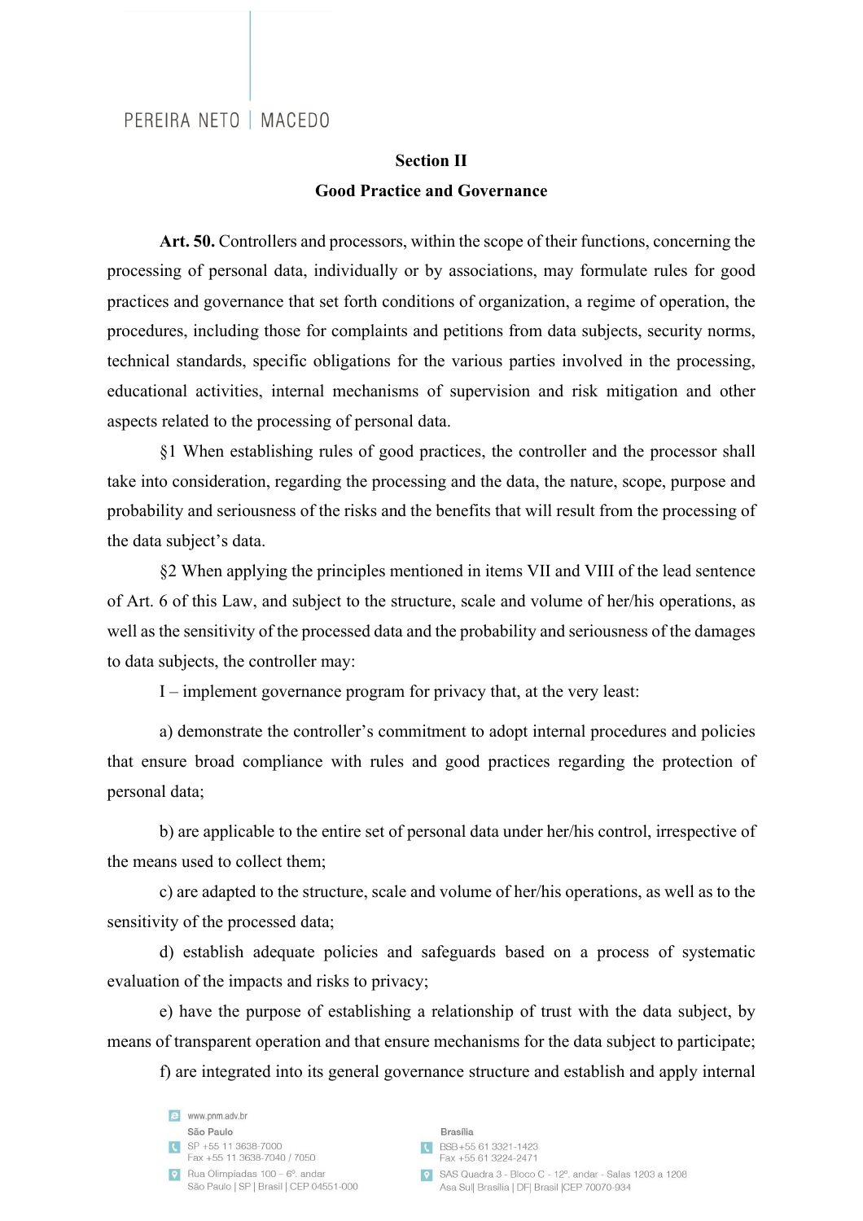**Section II**

**Good Practice and Governance**

**Art. 50.** Controllers and processors, within the scope of their functions, concerning the processing of personal data, individually or by associations, may formulate rules for good practices and governance that set forth conditions of organization, a regime of operation, the procedures, including those for complaints and petitions from data subjects, security norms, technical standards, specific obligations for the various parties involved in the processing, educational activities, internal mechanisms of supervision and risk mitigation and other aspects related to the processing of personal data.

§1 When establishing rules of good practices, the controller and the processor shall take into consideration, regarding the processing and the data, the nature, scope, purpose and probability and seriousness of the risks and the benefits that will result from the processing of the data subject's data.

§2 When applying the principles mentioned in items VII and VIII of the lead sentence of Art. 6 of this Law, and subject to the structure, scale and volume of her/his operations, as well as the sensitivity of the processed data and the probability and seriousness of the damages to data subjects, the controller may:

I – implement governance program for privacy that, at the very least:

a) demonstrate the controller's commitment to adopt internal procedures and policies that ensure broad compliance with rules and good practices regarding the protection of personal data;

b) are applicable to the entire set of personal data under her/his control, irrespective of the means used to collect them;

c) are adapted to the structure, scale and volume of her/his operations, as well as to the sensitivity of the processed data;

d) establish adequate policies and safeguards based on a process of systematic evaluation of the impacts and risks to privacy;

e) have the purpose of establishing a relationship of trust with the data subject, by means of transparent operation and that ensure mechanisms for the data subject to participate;

f) are integrated into its general governance structure and establish and apply internal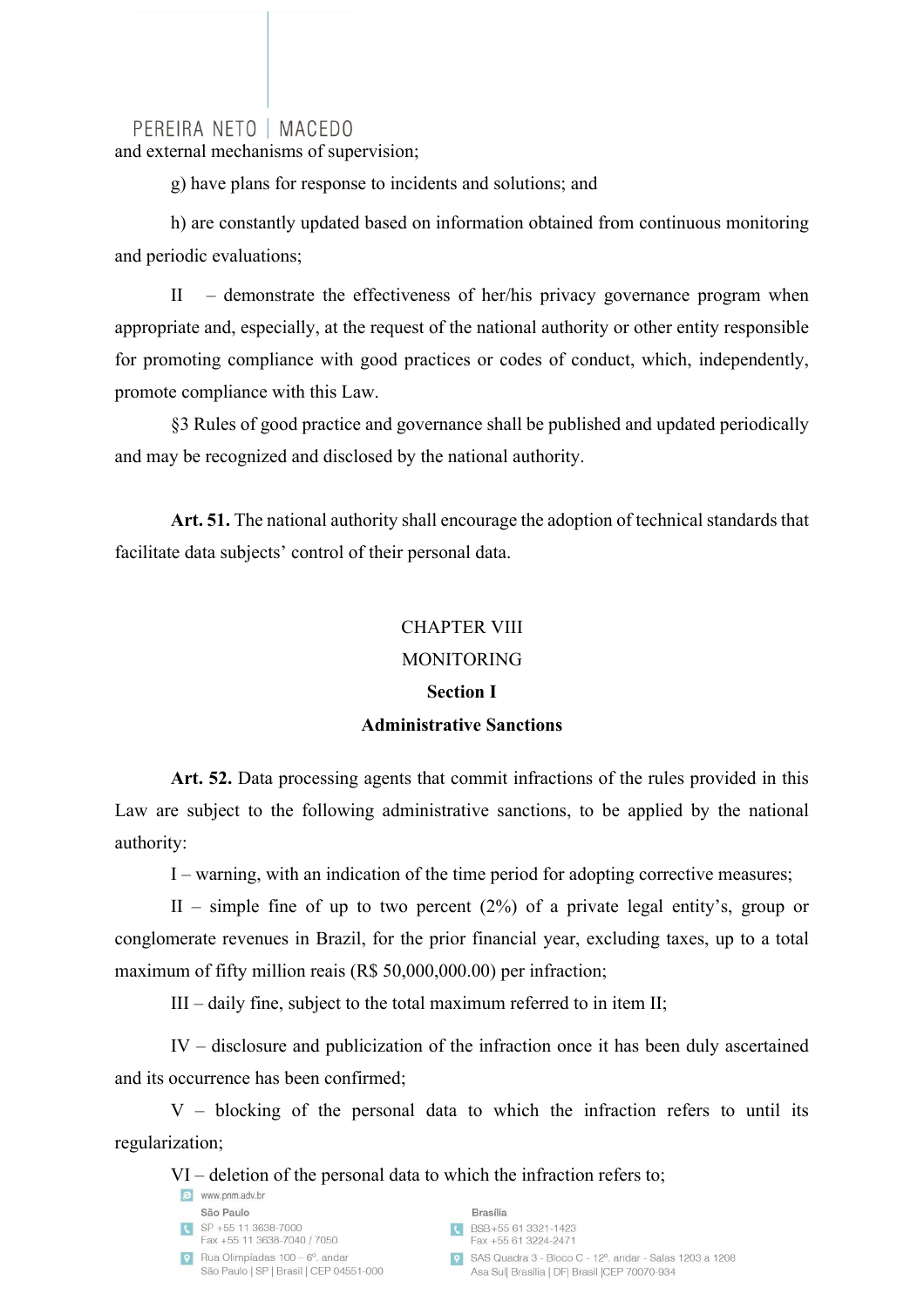and external mechanisms of supervision;

g) have plans for response to incidents and solutions; and

h) are constantly updated based on information obtained from continuous monitoring and periodic evaluations;

II – demonstrate the effectiveness of her/his privacy governance program when appropriate and, especially, at the request of the national authority or other entity responsible for promoting compliance with good practices or codes of conduct, which, independently, promote compliance with this Law.

§3 Rules of good practice and governance shall be published and updated periodically and may be recognized and disclosed by the national authority.

**Art. 51.** The national authority shall encourage the adoption of technical standards that facilitate data subjects' control of their personal data.

## CHAPTER VIII
## MONITORING
### Section I
### Administrative Sanctions

**Art. 52.** Data processing agents that commit infractions of the rules provided in this Law are subject to the following administrative sanctions, to be applied by the national authority:

I – warning, with an indication of the time period for adopting corrective measures;

II – simple fine of up to two percent (2%) of a private legal entity's, group or conglomerate revenues in Brazil, for the prior financial year, excluding taxes, up to a total maximum of fifty million reais (R$ 50,000,000.00) per infraction;

III – daily fine, subject to the total maximum referred to in item II;

IV – disclosure and publicization of the infraction once it has been duly ascertained and its occurrence has been confirmed;

V – blocking of the personal data to which the infraction refers to until its regularization;

VI – deletion of the personal data to which the infraction refers to;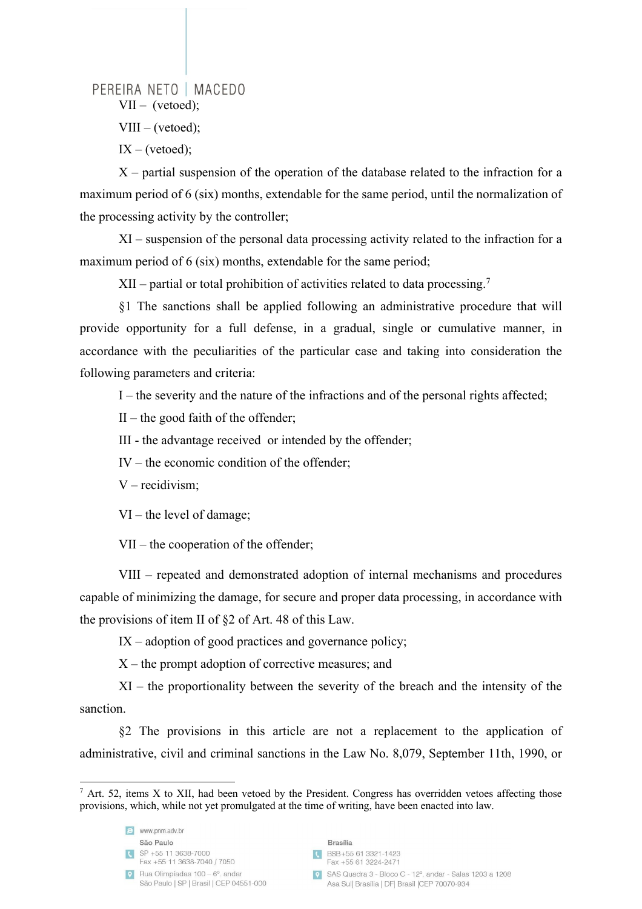VII – (vetoed);

VIII – (vetoed);

IX – (vetoed);

X – partial suspension of the operation of the database related to the infraction for a maximum period of 6 (six) months, extendable for the same period, until the normalization of the processing activity by the controller;

XI – suspension of the personal data processing activity related to the infraction for a maximum period of 6 (six) months, extendable for the same period;

XII – partial or total prohibition of activities related to data processing.[7]

§1 The sanctions shall be applied following an administrative procedure that will provide opportunity for a full defense, in a gradual, single or cumulative manner, in accordance with the peculiarities of the particular case and taking into consideration the following parameters and criteria:

I – the severity and the nature of the infractions and of the personal rights affected;

II – the good faith of the offender;

III - the advantage received or intended by the offender;

IV – the economic condition of the offender;

V – recidivism;

VI – the level of damage;

VII – the cooperation of the offender;

VIII – repeated and demonstrated adoption of internal mechanisms and procedures capable of minimizing the damage, for secure and proper data processing, in accordance with the provisions of item II of §2 of Art. 48 of this Law.

IX – adoption of good practices and governance policy;

X – the prompt adoption of corrective measures; and

XI – the proportionality between the severity of the breach and the intensity of the sanction.

§2 The provisions in this article are not a replacement to the application of administrative, civil and criminal sanctions in the Law No. 8,079, September 11th, 1990, or

---

[7] Art. 52, items X to XII, had been vetoed by the President. Congress has overridden vetoes affecting those provisions, which, while not yet promulgated at the time of writing, have been enacted into law.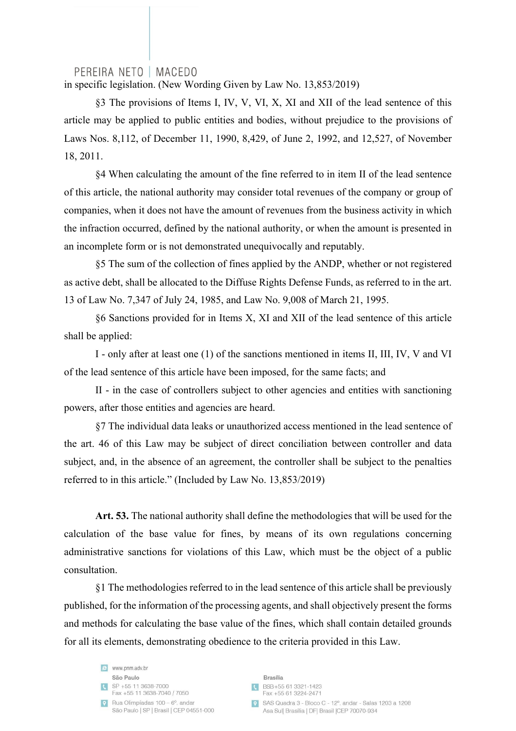in specific legislation. (New Wording Given by Law No. 13,853/2019)

§3 The provisions of Items I, IV, V, VI, X, XI and XII of the lead sentence of this article may be applied to public entities and bodies, without prejudice to the provisions of Laws Nos. 8,112, of December 11, 1990, 8,429, of June 2, 1992, and 12,527, of November 18, 2011.

§4 When calculating the amount of the fine referred to in item II of the lead sentence of this article, the national authority may consider total revenues of the company or group of companies, when it does not have the amount of revenues from the business activity in which the infraction occurred, defined by the national authority, or when the amount is presented in an incomplete form or is not demonstrated unequivocally and reputably.

§5 The sum of the collection of fines applied by the ANDP, whether or not registered as active debt, shall be allocated to the Diffuse Rights Defense Funds, as referred to in the art. 13 of Law No. 7,347 of July 24, 1985, and Law No. 9,008 of March 21, 1995.

§6 Sanctions provided for in Items X, XI and XII of the lead sentence of this article shall be applied:

I - only after at least one (1) of the sanctions mentioned in items II, III, IV, V and VI of the lead sentence of this article have been imposed, for the same facts; and

II - in the case of controllers subject to other agencies and entities with sanctioning powers, after those entities and agencies are heard.

§7 The individual data leaks or unauthorized access mentioned in the lead sentence of the art. 46 of this Law may be subject of direct conciliation between controller and data subject, and, in the absence of an agreement, the controller shall be subject to the penalties referred to in this article." (Included by Law No. 13,853/2019)

**Art. 53.** The national authority shall define the methodologies that will be used for the calculation of the base value for fines, by means of its own regulations concerning administrative sanctions for violations of this Law, which must be the object of a public consultation.

§1 The methodologies referred to in the lead sentence of this article shall be previously published, for the information of the processing agents, and shall objectively present the forms and methods for calculating the base value of the fines, which shall contain detailed grounds for all its elements, demonstrating obedience to the criteria provided in this Law.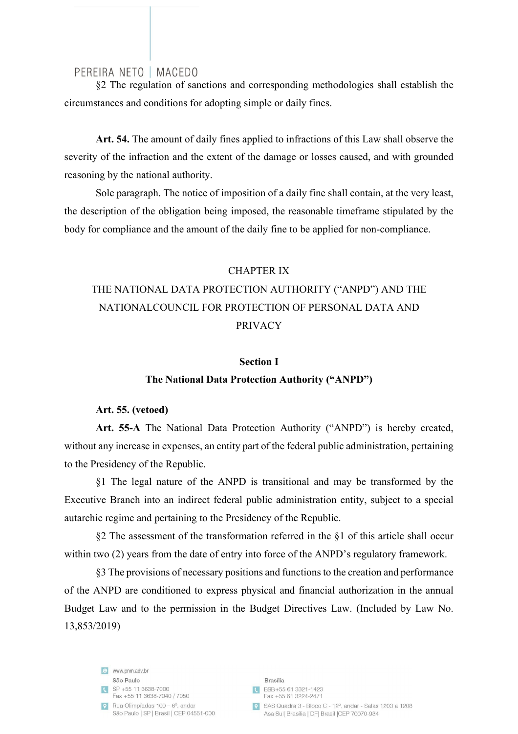§2 The regulation of sanctions and corresponding methodologies shall establish the circumstances and conditions for adopting simple or daily fines.

**Art. 54.** The amount of daily fines applied to infractions of this Law shall observe the severity of the infraction and the extent of the damage or losses caused, and with grounded reasoning by the national authority.

Sole paragraph. The notice of imposition of a daily fine shall contain, at the very least, the description of the obligation being imposed, the reasonable timeframe stipulated by the body for compliance and the amount of the daily fine to be applied for non-compliance.

## CHAPTER IX
## THE NATIONAL DATA PROTECTION AUTHORITY ("ANPD") AND THE NATIONALCOUNCIL FOR PROTECTION OF PERSONAL DATA AND PRIVACY

### Section I
### The National Data Protection Authority ("ANPD")

**Art. 55. (vetoed)**

**Art. 55-A** The National Data Protection Authority ("ANPD") is hereby created, without any increase in expenses, an entity part of the federal public administration, pertaining to the Presidency of the Republic.

§1 The legal nature of the ANPD is transitional and may be transformed by the Executive Branch into an indirect federal public administration entity, subject to a special autarchic regime and pertaining to the Presidency of the Republic.

§2 The assessment of the transformation referred in the §1 of this article shall occur within two (2) years from the date of entry into force of the ANPD's regulatory framework.

§3 The provisions of necessary positions and functions to the creation and performance of the ANPD are conditioned to express physical and financial authorization in the annual Budget Law and to the permission in the Budget Directives Law. (Included by Law No. 13,853/2019)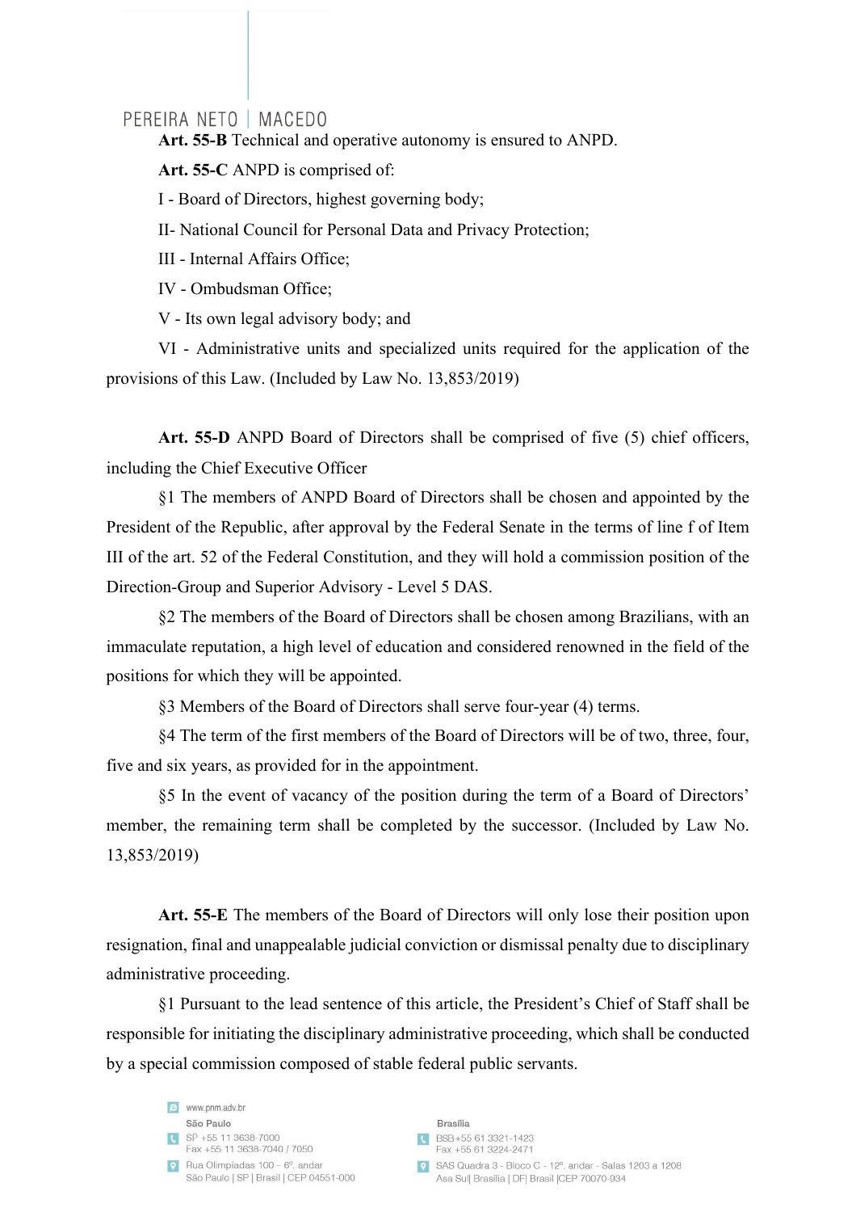**Art. 55-B** Technical and operative autonomy is ensured to ANPD.

**Art. 55-C** ANPD is comprised of:

I - Board of Directors, highest governing body;

II- National Council for Personal Data and Privacy Protection;

III - Internal Affairs Office;

IV - Ombudsman Office;

V - Its own legal advisory body; and

VI - Administrative units and specialized units required for the application of the provisions of this Law. (Included by Law No. 13,853/2019)

**Art. 55-D** ANPD Board of Directors shall be comprised of five (5) chief officers, including the Chief Executive Officer

§1 The members of ANPD Board of Directors shall be chosen and appointed by the President of the Republic, after approval by the Federal Senate in the terms of line f of Item III of the art. 52 of the Federal Constitution, and they will hold a commission position of the Direction-Group and Superior Advisory - Level 5 DAS.

§2 The members of the Board of Directors shall be chosen among Brazilians, with an immaculate reputation, a high level of education and considered renowned in the field of the positions for which they will be appointed.

§3 Members of the Board of Directors shall serve four-year (4) terms.

§4 The term of the first members of the Board of Directors will be of two, three, four, five and six years, as provided for in the appointment.

§5 In the event of vacancy of the position during the term of a Board of Directors' member, the remaining term shall be completed by the successor. (Included by Law No. 13,853/2019)

**Art. 55-E** The members of the Board of Directors will only lose their position upon resignation, final and unappealable judicial conviction or dismissal penalty due to disciplinary administrative proceeding.

§1 Pursuant to the lead sentence of this article, the President's Chief of Staff shall be responsible for initiating the disciplinary administrative proceeding, which shall be conducted by a special commission composed of stable federal public servants.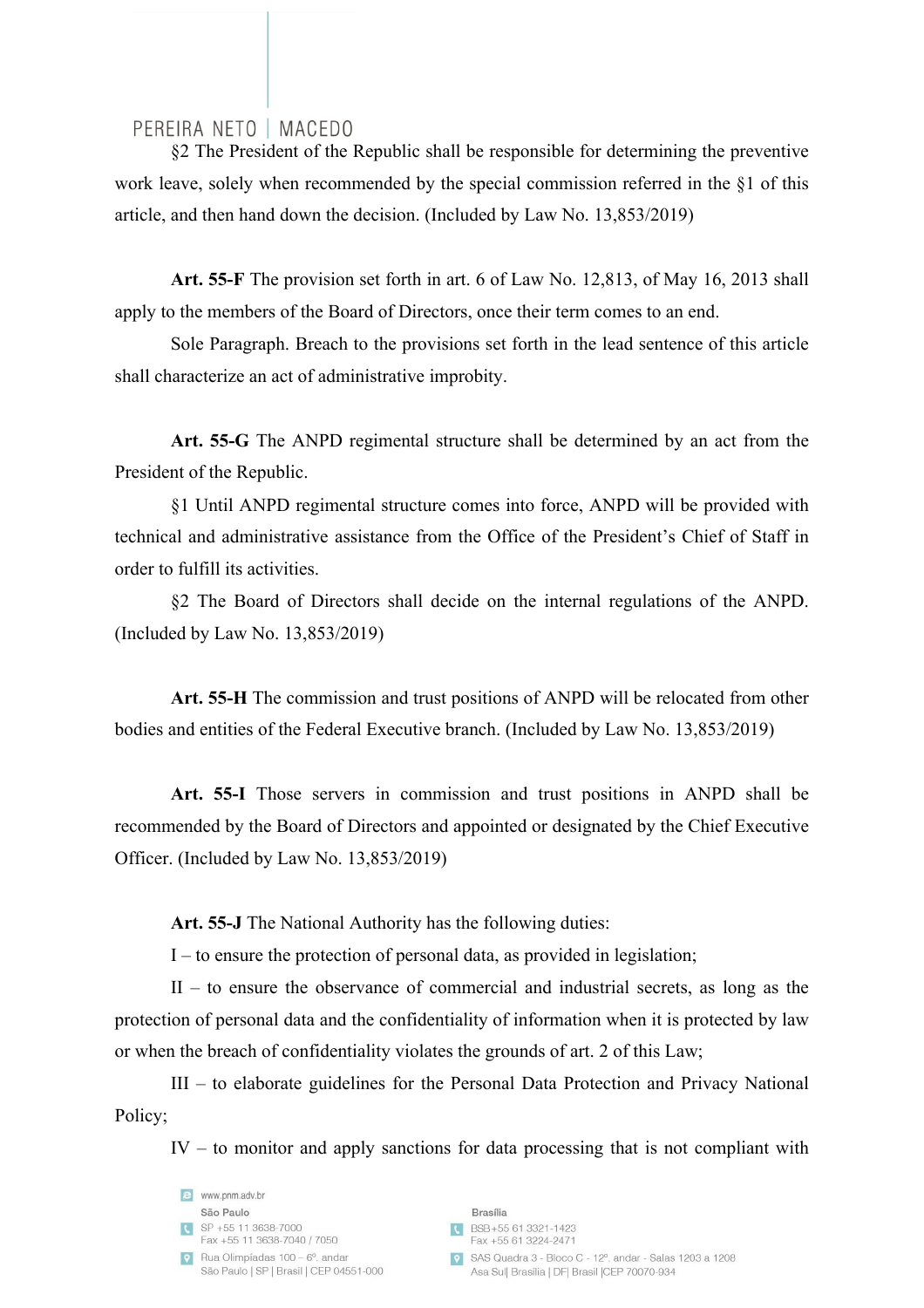§2 The President of the Republic shall be responsible for determining the preventive work leave, solely when recommended by the special commission referred in the §1 of this article, and then hand down the decision. (Included by Law No. 13,853/2019)

**Art. 55-F** The provision set forth in art. 6 of Law No. 12,813, of May 16, 2013 shall apply to the members of the Board of Directors, once their term comes to an end.

Sole Paragraph. Breach to the provisions set forth in the lead sentence of this article shall characterize an act of administrative improbity.

**Art. 55-G** The ANPD regimental structure shall be determined by an act from the President of the Republic.

§1 Until ANPD regimental structure comes into force, ANPD will be provided with technical and administrative assistance from the Office of the President's Chief of Staff in order to fulfill its activities.

§2 The Board of Directors shall decide on the internal regulations of the ANPD. (Included by Law No. 13,853/2019)

**Art. 55-H** The commission and trust positions of ANPD will be relocated from other bodies and entities of the Federal Executive branch. (Included by Law No. 13,853/2019)

**Art. 55-I** Those servers in commission and trust positions in ANPD shall be recommended by the Board of Directors and appointed or designated by the Chief Executive Officer. (Included by Law No. 13,853/2019)

**Art. 55-J** The National Authority has the following duties:

I – to ensure the protection of personal data, as provided in legislation;

II – to ensure the observance of commercial and industrial secrets, as long as the protection of personal data and the confidentiality of information when it is protected by law or when the breach of confidentiality violates the grounds of art. 2 of this Law;

III – to elaborate guidelines for the Personal Data Protection and Privacy National Policy;

IV – to monitor and apply sanctions for data processing that is not compliant with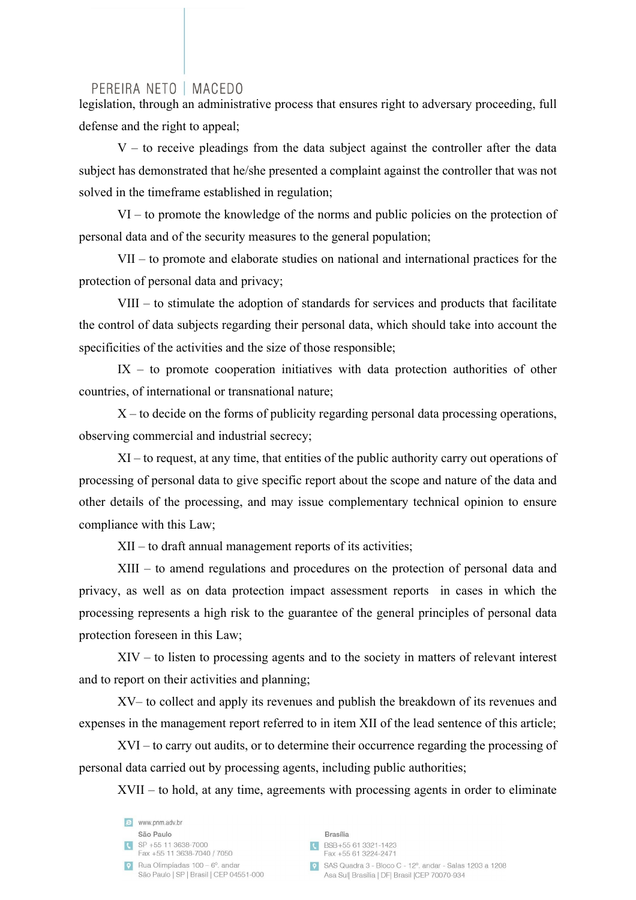legislation, through an administrative process that ensures right to adversary proceeding, full defense and the right to appeal;

V – to receive pleadings from the data subject against the controller after the data subject has demonstrated that he/she presented a complaint against the controller that was not solved in the timeframe established in regulation;

VI – to promote the knowledge of the norms and public policies on the protection of personal data and of the security measures to the general population;

VII – to promote and elaborate studies on national and international practices for the protection of personal data and privacy;

VIII – to stimulate the adoption of standards for services and products that facilitate the control of data subjects regarding their personal data, which should take into account the specificities of the activities and the size of those responsible;

IX – to promote cooperation initiatives with data protection authorities of other countries, of international or transnational nature;

X – to decide on the forms of publicity regarding personal data processing operations, observing commercial and industrial secrecy;

XI – to request, at any time, that entities of the public authority carry out operations of processing of personal data to give specific report about the scope and nature of the data and other details of the processing, and may issue complementary technical opinion to ensure compliance with this Law;

XII – to draft annual management reports of its activities;

XIII – to amend regulations and procedures on the protection of personal data and privacy, as well as on data protection impact assessment reports in cases in which the processing represents a high risk to the guarantee of the general principles of personal data protection foreseen in this Law;

XIV – to listen to processing agents and to the society in matters of relevant interest and to report on their activities and planning;

XV– to collect and apply its revenues and publish the breakdown of its revenues and expenses in the management report referred to in item XII of the lead sentence of this article;

XVI – to carry out audits, or to determine their occurrence regarding the processing of personal data carried out by processing agents, including public authorities;

XVII – to hold, at any time, agreements with processing agents in order to eliminate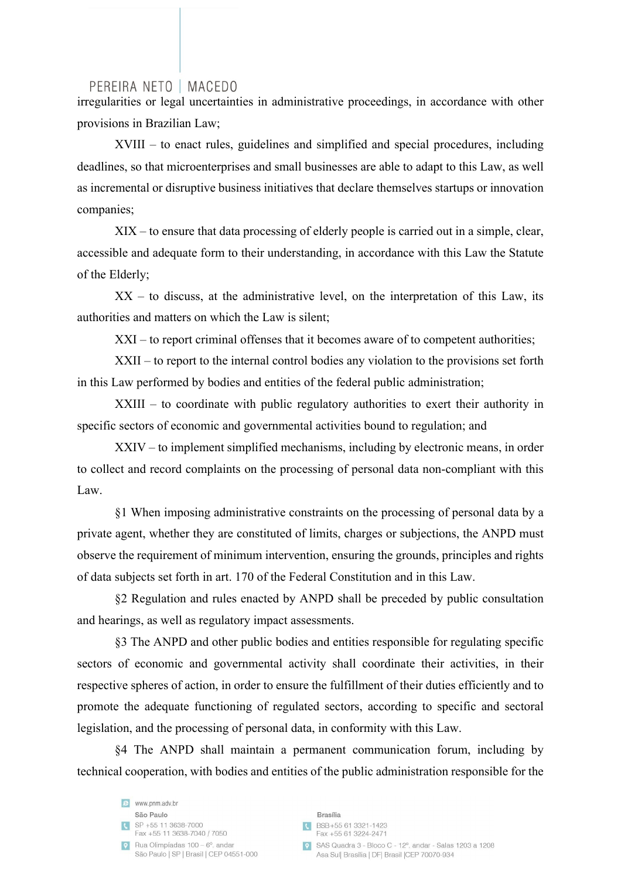irregularities or legal uncertainties in administrative proceedings, in accordance with other provisions in Brazilian Law;

XVIII – to enact rules, guidelines and simplified and special procedures, including deadlines, so that microenterprises and small businesses are able to adapt to this Law, as well as incremental or disruptive business initiatives that declare themselves startups or innovation companies;

XIX – to ensure that data processing of elderly people is carried out in a simple, clear, accessible and adequate form to their understanding, in accordance with this Law the Statute of the Elderly;

XX – to discuss, at the administrative level, on the interpretation of this Law, its authorities and matters on which the Law is silent;

XXI – to report criminal offenses that it becomes aware of to competent authorities;

XXII – to report to the internal control bodies any violation to the provisions set forth in this Law performed by bodies and entities of the federal public administration;

XXIII – to coordinate with public regulatory authorities to exert their authority in specific sectors of economic and governmental activities bound to regulation; and

XXIV – to implement simplified mechanisms, including by electronic means, in order to collect and record complaints on the processing of personal data non-compliant with this Law.

§1 When imposing administrative constraints on the processing of personal data by a private agent, whether they are constituted of limits, charges or subjections, the ANPD must observe the requirement of minimum intervention, ensuring the grounds, principles and rights of data subjects set forth in art. 170 of the Federal Constitution and in this Law.

§2 Regulation and rules enacted by ANPD shall be preceded by public consultation and hearings, as well as regulatory impact assessments.

§3 The ANPD and other public bodies and entities responsible for regulating specific sectors of economic and governmental activity shall coordinate their activities, in their respective spheres of action, in order to ensure the fulfillment of their duties efficiently and to promote the adequate functioning of regulated sectors, according to specific and sectoral legislation, and the processing of personal data, in conformity with this Law.

§4 The ANPD shall maintain a permanent communication forum, including by technical cooperation, with bodies and entities of the public administration responsible for the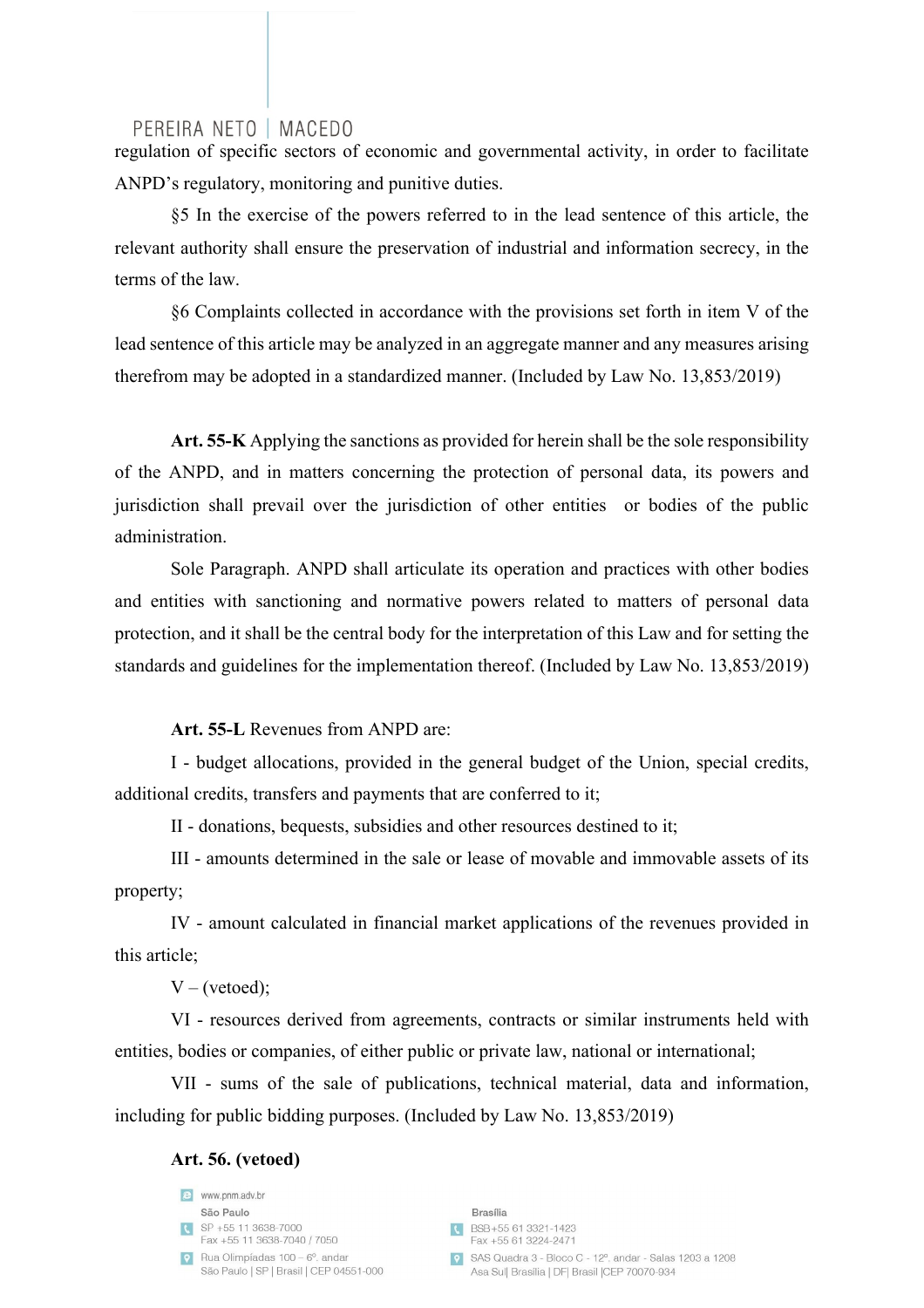regulation of specific sectors of economic and governmental activity, in order to facilitate ANPD's regulatory, monitoring and punitive duties.

§5 In the exercise of the powers referred to in the lead sentence of this article, the relevant authority shall ensure the preservation of industrial and information secrecy, in the terms of the law.

§6 Complaints collected in accordance with the provisions set forth in item V of the lead sentence of this article may be analyzed in an aggregate manner and any measures arising therefrom may be adopted in a standardized manner. (Included by Law No. 13,853/2019)

**Art. 55-K** Applying the sanctions as provided for herein shall be the sole responsibility of the ANPD, and in matters concerning the protection of personal data, its powers and jurisdiction shall prevail over the jurisdiction of other entities or bodies of the public administration.

Sole Paragraph. ANPD shall articulate its operation and practices with other bodies and entities with sanctioning and normative powers related to matters of personal data protection, and it shall be the central body for the interpretation of this Law and for setting the standards and guidelines for the implementation thereof. (Included by Law No. 13,853/2019)

**Art. 55-L** Revenues from ANPD are:

I - budget allocations, provided in the general budget of the Union, special credits, additional credits, transfers and payments that are conferred to it;

II - donations, bequests, subsidies and other resources destined to it;

III - amounts determined in the sale or lease of movable and immovable assets of its property;

IV - amount calculated in financial market applications of the revenues provided in this article;

V – (vetoed);

VI - resources derived from agreements, contracts or similar instruments held with entities, bodies or companies, of either public or private law, national or international;

VII - sums of the sale of publications, technical material, data and information, including for public bidding purposes. (Included by Law No. 13,853/2019)

**Art. 56. (vetoed)**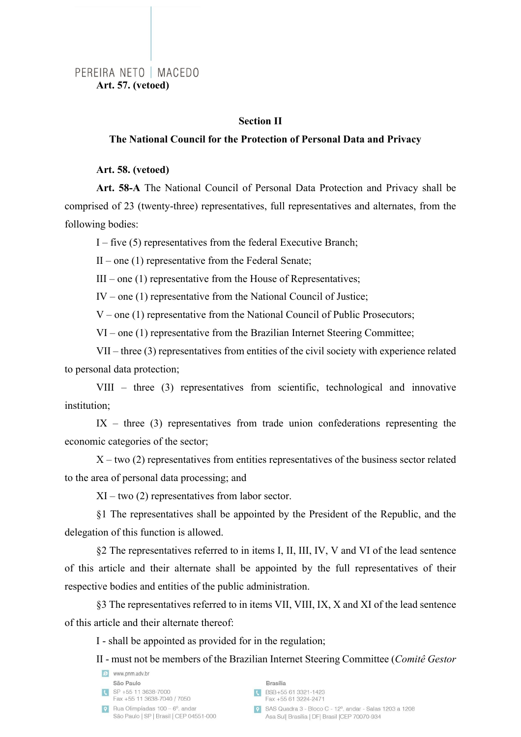**Art. 57. (vetoed)**

## Section II

## The National Council for the Protection of Personal Data and Privacy

**Art. 58. (vetoed)**

**Art. 58-A** The National Council of Personal Data Protection and Privacy shall be comprised of 23 (twenty-three) representatives, full representatives and alternates, from the following bodies:

I – five (5) representatives from the federal Executive Branch;

II – one (1) representative from the Federal Senate;

III – one (1) representative from the House of Representatives;

IV – one (1) representative from the National Council of Justice;

V – one (1) representative from the National Council of Public Prosecutors;

VI – one (1) representative from the Brazilian Internet Steering Committee;

VII – three (3) representatives from entities of the civil society with experience related to personal data protection;

VIII – three (3) representatives from scientific, technological and innovative institution;

IX – three (3) representatives from trade union confederations representing the economic categories of the sector;

X – two (2) representatives from entities representatives of the business sector related to the area of personal data processing; and

XI – two (2) representatives from labor sector.

§1 The representatives shall be appointed by the President of the Republic, and the delegation of this function is allowed.

§2 The representatives referred to in items I, II, III, IV, V and VI of the lead sentence of this article and their alternate shall be appointed by the full representatives of their respective bodies and entities of the public administration.

§3 The representatives referred to in items VII, VIII, IX, X and XI of the lead sentence of this article and their alternate thereof:

I - shall be appointed as provided for in the regulation;

II - must not be members of the Brazilian Internet Steering Committee (*Comitê Gestor*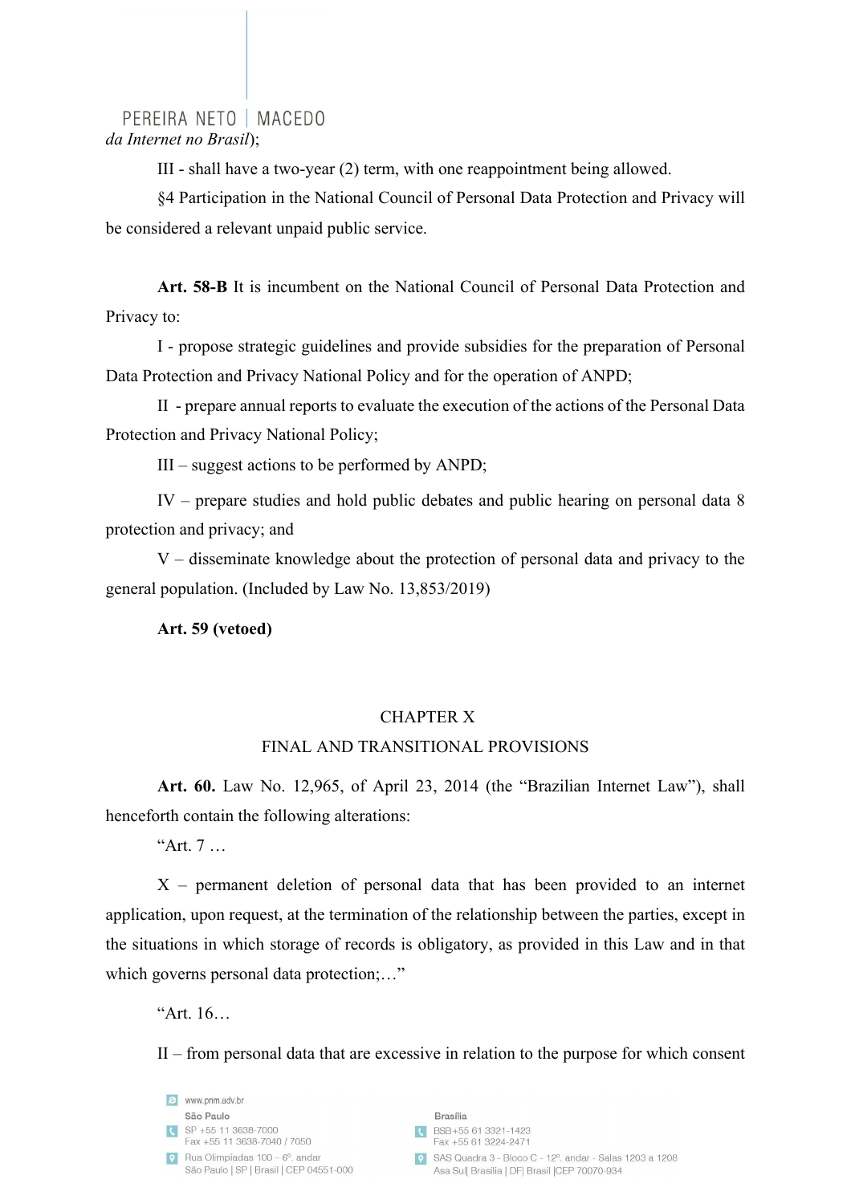da Internet no Brasil*);

III - shall have a two-year (2) term, with one reappointment being allowed.

§4 Participation in the National Council of Personal Data Protection and Privacy will be considered a relevant unpaid public service.

**Art. 58-B** It is incumbent on the National Council of Personal Data Protection and Privacy to:

I - propose strategic guidelines and provide subsidies for the preparation of Personal Data Protection and Privacy National Policy and for the operation of ANPD;

II - prepare annual reports to evaluate the execution of the actions of the Personal Data Protection and Privacy National Policy;

III – suggest actions to be performed by ANPD;

IV – prepare studies and hold public debates and public hearing on personal data 8 protection and privacy; and

V – disseminate knowledge about the protection of personal data and privacy to the general population. (Included by Law No. 13,853/2019)

**Art. 59 (vetoed)**

## CHAPTER X
## FINAL AND TRANSITIONAL PROVISIONS

**Art. 60.** Law No. 12,965, of April 23, 2014 (the "Brazilian Internet Law"), shall henceforth contain the following alterations:

"Art. 7 …

X – permanent deletion of personal data that has been provided to an internet application, upon request, at the termination of the relationship between the parties, except in the situations in which storage of records is obligatory, as provided in this Law and in that which governs personal data protection;…"

"Art. 16…

II – from personal data that are excessive in relation to the purpose for which consent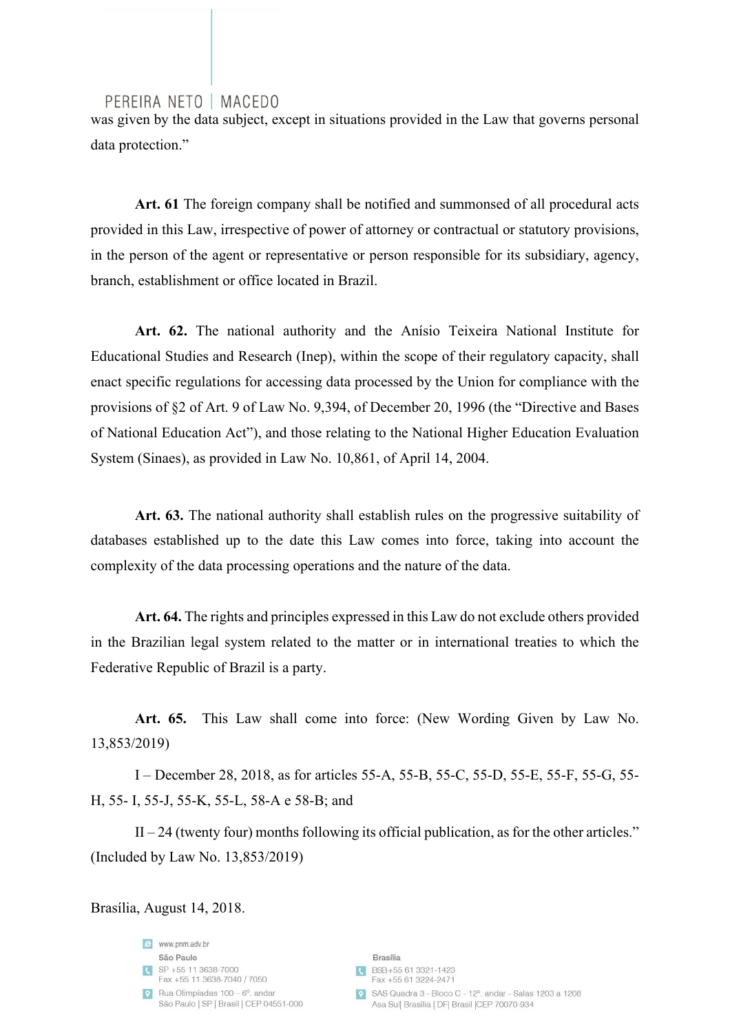was given by the data subject, except in situations provided in the Law that governs personal data protection."

**Art. 61** The foreign company shall be notified and summonsed of all procedural acts provided in this Law, irrespective of power of attorney or contractual or statutory provisions, in the person of the agent or representative or person responsible for its subsidiary, agency, branch, establishment or office located in Brazil.

**Art. 62.** The national authority and the Anísio Teixeira National Institute for Educational Studies and Research (Inep), within the scope of their regulatory capacity, shall enact specific regulations for accessing data processed by the Union for compliance with the provisions of §2 of Art. 9 of Law No. 9,394, of December 20, 1996 (the "Directive and Bases of National Education Act"), and those relating to the National Higher Education Evaluation System (Sinaes), as provided in Law No. 10,861, of April 14, 2004.

**Art. 63.** The national authority shall establish rules on the progressive suitability of databases established up to the date this Law comes into force, taking into account the complexity of the data processing operations and the nature of the data.

**Art. 64.** The rights and principles expressed in this Law do not exclude others provided in the Brazilian legal system related to the matter or in international treaties to which the Federative Republic of Brazil is a party.

**Art. 65.** This Law shall come into force: (New Wording Given by Law No. 13,853/2019)

I – December 28, 2018, as for articles 55-A, 55-B, 55-C, 55-D, 55-E, 55-F, 55-G, 55-H, 55- I, 55-J, 55-K, 55-L, 58-A e 58-B; and

II – 24 (twenty four) months following its official publication, as for the other articles." (Included by Law No. 13,853/2019)

Brasília, August 14, 2018.